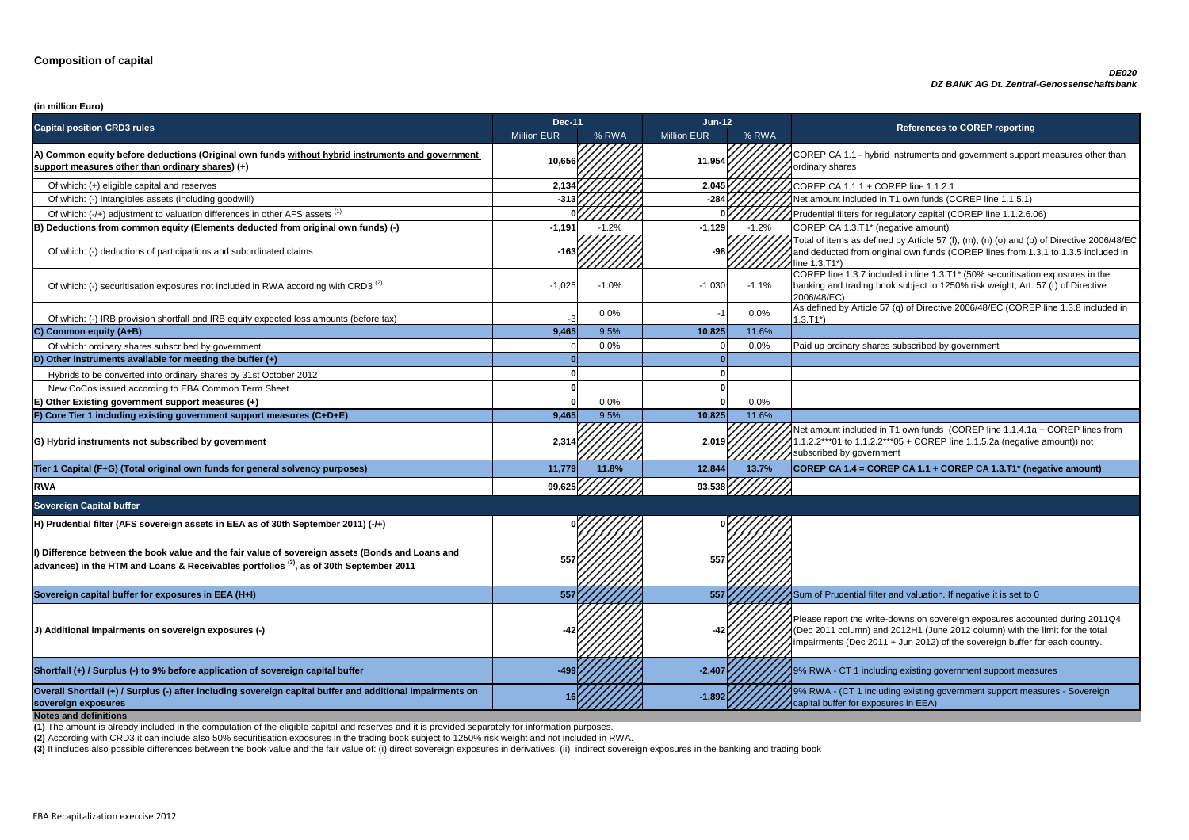# Composition of capital

*DE020*
*DZ BANK AG Dt. Zentral-Genossenschaftsbank*

**(in million Euro)**

| Capital position CRD3 rules | Dec-11 | | Jun-12 | | References to COREP reporting |
|---|---|---|---|---|---|
| | Million EUR | % RWA | Million EUR | % RWA | |
| **A) Common equity before deductions (Original own funds without hybrid instruments and government support measures other than ordinary shares) (+)** | 10,656 | | 11,954 | | COREP CA 1.1 - hybrid instruments and government support measures other than ordinary shares |
| Of which: (+) eligible capital and reserves | 2,134 | | 2,045 | | COREP CA 1.1.1 + COREP line 1.1.2.1 |
| Of which: (-) intangibles assets (including goodwill) | -313 | | -284 | | Net amount included in T1 own funds (COREP line 1.1.5.1) |
| Of which: (-/+) adjustment to valuation differences in other AFS assets [1] | 0 | | 0 | | Prudential filters for regulatory capital (COREP line 1.1.2.6.06) |
| **B) Deductions from common equity (Elements deducted from original own funds) (-)** | -1,191 | -1.2% | -1,129 | -1.2% | COREP CA 1.3.T1* (negative amount) |
| Of which: (-) deductions of participations and subordinated claims | -163 | | -98 | | Total of items as defined by Article 57 (l), (m), (n) (o) and (p) of Directive 2006/48/EC and deducted from original own funds (COREP lines from 1.3.1 to 1.3.5 included in line 1.3.T1*) |
| Of which: (-) securitisation exposures not included in RWA according with CRD3 [2] | -1,025 | -1.0% | -1,030 | -1.1% | COREP line 1.3.7 included in line 1.3.T1* (50% securitisation exposures in the banking and trading book subject to 1250% risk weight; Art. 57 (r) of Directive 2006/48/EC) |
| Of which: (-) IRB provision shortfall and IRB equity expected loss amounts (before tax) | -3 | 0.0% | -1 | 0.0% | As defined by Article 57 (q) of Directive 2006/48/EC (COREP line 1.3.8 included in 1.3.T1*) |
| **C) Common equity (A+B)** | 9,465 | 9.5% | 10,825 | 11.6% | |
| Of which: ordinary shares subscribed by government | 0 | 0.0% | 0 | 0.0% | Paid up ordinary shares subscribed by government |
| **D) Other instruments available for meeting the buffer (+)** | 0 | | 0 | | |
| Hybrids to be converted into ordinary shares by 31st October 2012 | 0 | | 0 | | |
| New CoCos issued according to EBA Common Term Sheet | 0 | | 0 | | |
| **E) Other Existing government support measures (+)** | 0 | 0.0% | 0 | 0.0% | |
| **F) Core Tier 1 including existing government support measures (C+D+E)** | 9,465 | 9.5% | 10,825 | 11.6% | |
| **G) Hybrid instruments not subscribed by government** | 2,314 | | 2,019 | | Net amount included in T1 own funds (COREP line 1.1.4.1a + COREP lines from 1.1.2.2***01 to 1.1.2.2***05 + COREP line 1.1.5.2a (negative amount)) not subscribed by government |
| **Tier 1 Capital (F+G) (Total original own funds for general solvency purposes)** | 11,779 | 11.8% | 12,844 | 13.7% | **COREP CA 1.4 = COREP CA 1.1 + COREP CA 1.3.T1* (negative amount)** |
| **RWA** | 99,625 | | 93,538 | | |
| **Sovereign Capital buffer** | | | | | |
| **H) Prudential filter (AFS sovereign assets in EEA as of 30th September 2011) (-/+)** | 0 | | 0 | | |
| **I) Difference between the book value and the fair value of sovereign assets (Bonds and Loans and advances) in the HTM and Loans & Receivables portfolios [3], as of 30th September 2011** | 557 | | 557 | | |
| **Sovereign capital buffer for exposures in EEA (H+I)** | 557 | | 557 | | Sum of Prudential filter and valuation. If negative it is set to 0 |
| **J) Additional impairments on sovereign exposures (-)** | -42 | | -42 | | Please report the write-downs on sovereign exposures accounted during 2011Q4 (Dec 2011 column) and 2012H1 (June 2012 column) with the limit for the total impairments (Dec 2011 + Jun 2012) of the sovereign buffer for each country. |
| **Shortfall (+) / Surplus (-) to 9% before application of sovereign capital buffer** | -499 | | -2,407 | | 9% RWA - CT 1 including existing government support measures |
| **Overall Shortfall (+) / Surplus (-) after including sovereign capital buffer and additional impairments on sovereign exposures** | 16 | | -1,892 | | 9% RWA - (CT 1 including existing government support measures - Sovereign capital buffer for exposures in EEA) |

**Notes and definitions**

**(1)** The amount is already included in the computation of the eligible capital and reserves and it is provided separately for information purposes.

**(2)** According with CRD3 it can include also 50% securitisation exposures in the trading book subject to 1250% risk weight and not included in RWA.

**(3)** It includes also possible differences between the book value and the fair value of: (i) direct sovereign exposures in derivatives; (ii) indirect sovereign exposures in the banking and trading book

EBA Recapitalization exercise 2012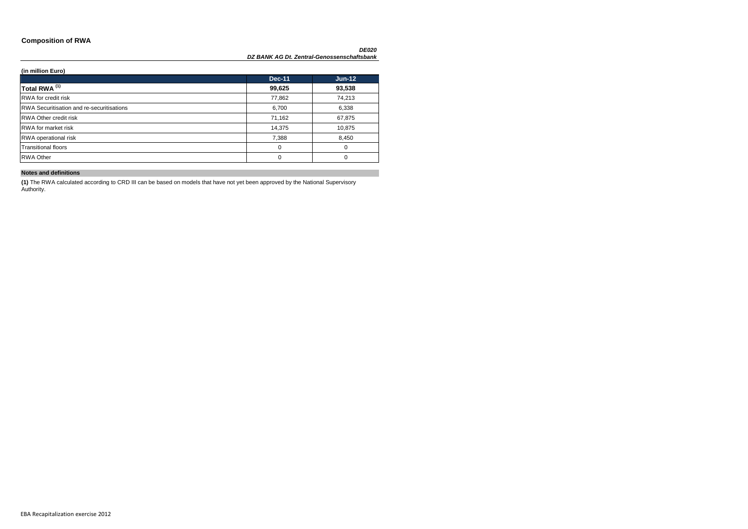## Composition of RWA

***DE020***
***DZ BANK AG Dt. Zentral-Genossenschaftsbank***

**(in million Euro)**

| | Dec-11 | Jun-12 |
|---|---|---|
| **Total RWA [1]** | **99,625** | **93,538** |
| RWA for credit risk | 77,862 | 74,213 |
| RWA Securitisation and re-securitisations | 6,700 | 6,338 |
| RWA Other credit risk | 71,162 | 67,875 |
| RWA for market risk | 14,375 | 10,875 |
| RWA operational risk | 7,388 | 8,450 |
| Transitional floors | 0 | 0 |
| RWA Other | 0 | 0 |

**Notes and definitions**

**(1)** The RWA calculated according to CRD III can be based on models that have not yet been approved by the National Supervisory Authority.

EBA Recapitalization exercise 2012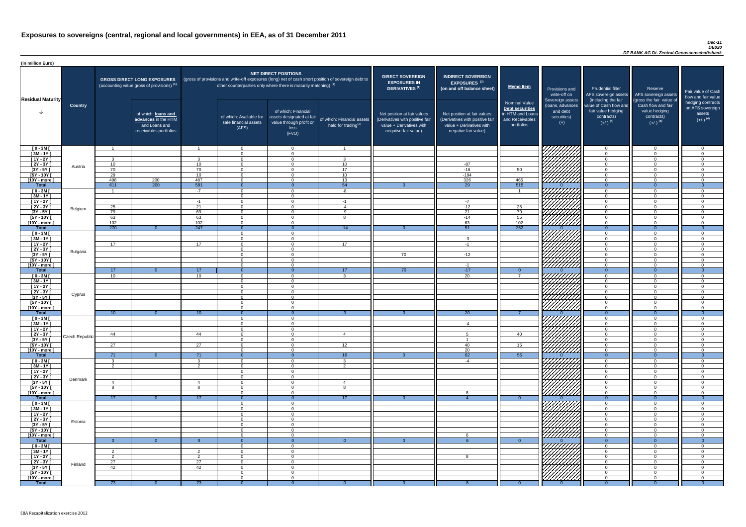# Exposures to sovereigns (central, regional and local governments) in EEA, as of 31 December 2011

*Dec-11*
*DE020*
*DZ BANK AG Dt. Zentral-Genossenschaftsbank*

(in million Euro)

| Residual Maturity | Country | GROSS DIRECT LONG EXPOSURES (accounting value gross of provisions) (1) | of which: loans and advances in the HTM and Loans and receivables portfolios | NET DIRECT POSITIONS (gross of provisions and write-off exposures (long) net of cash short position of sovereign debt to other counterparties only where there is maturity matching) (1) | of which: Available for sale financial assets (AFS) | of which: Financial assets designated at fair value through profit or loss (FVO) | of which: Financial assets held for trading (2) | DIRECT SOVEREIGN EXPOSURES IN DERIVATIVES (1) Net position at fair values (Derivatives with positive fair value + Derivatives with negative fair value) | INDIRECT SOVEREIGN EXPOSURES (3) (on and off balance sheet) Net position at fair values (Derivatives with positive fair value + Derivatives with negative fair value) | Memo Item: Nominal Value Debt securities in HTM and Loans and Receivables portfolios | Provisions and write-off on Sovereign assets (loans, advances and debt securities) (+) | Prudential filter AFS sovereign assets (including the fair value of Cash flow and fair value hedging contracts) (+/-) (4) | Reserve AFS sovereign assets (gross the fair value of Cash flow and fair value hedging contracts) (+/-) (4) | Fair value of Cash flow and fair value hedging contracts on AFS sovereign assets (+/-) (4) |
|---|---|---|---|---|---|---|---|---|---|---|---|---|---|---|
| [ 0 - 3M [ | Austria | 1 | | 1 | 0 | 0 | 1 | | | | | 0 | 0 | 0 |
| [ 3M - 1Y [ | | | | | 0 | 0 | | | | | | 0 | 0 | 0 |
| [ 1Y - 2Y [ | | 3 | | 3 | 0 | 0 | 3 | | | | | 0 | 0 | 0 |
| [ 2Y - 3Y [ | | 10 | | 10 | 0 | 0 | 10 | | -87 | | | 0 | 0 | 0 |
| [3Y - 5Y [ | | 70 | | 70 | 0 | 0 | 17 | | -16 | 50 | | 0 | 0 | 0 |
| [5Y - 10Y [ | | 29 | | 10 | 0 | 0 | 10 | | -194 | | | 0 | 0 | 0 |
| [10Y - more [ | | 498 | 200 | 487 | 0 | 0 | 13 | | 326 | 465 | | 0 | 0 | 0 |
| **Total** | | 611 | 200 | 581 | 0 | 0 | 54 | 0 | 29 | 515 | 0 | 0 | 0 | 0 |
| [ 0 - 3M [ | Belgium | 1 | | -7 | 0 | 0 | -8 | | | 1 | | 0 | 0 | 0 |
| [ 3M - 1Y [ | | | | | 0 | 0 | | | | | | 0 | 0 | 0 |
| [ 1Y - 2Y [ | | | | -1 | 0 | 0 | -1 | | -7 | | | 0 | 0 | 0 |
| [ 2Y - 3Y [ | | 25 | | 21 | 0 | 0 | -4 | | -12 | 25 | | 0 | 0 | 0 |
| [3Y - 5Y [ | | 79 | | 69 | 0 | 0 | -9 | | 21 | 79 | | 0 | 0 | 0 |
| [5Y - 10Y [ | | 63 | | 63 | 0 | 0 | 8 | | -14 | 55 | | 0 | 0 | 0 |
| [10Y - more [ | | 102 | | 102 | 0 | 0 | | | 63 | 102 | | 0 | 0 | 0 |
| **Total** | | 270 | 0 | 247 | 0 | 0 | -14 | 0 | 51 | 262 | 0 | 0 | 0 | 0 |
| [ 0 - 3M [ | Bulgaria | | | | 0 | 0 | | | | | | 0 | 0 | 0 |
| [ 3M - 1Y [ | | | | | 0 | 0 | | | -3 | | | 0 | 0 | 0 |
| [ 1Y - 2Y [ | | 17 | | 17 | 0 | 0 | 17 | | -1 | | | 0 | 0 | 0 |
| [ 2Y - 3Y [ | | | | | 0 | 0 | | | | | | 0 | 0 | 0 |
| [3Y - 5Y [ | | | | | 0 | 0 | | 70 | -12 | | | 0 | 0 | 0 |
| [5Y - 10Y [ | | | | | 0 | 0 | | | | | | 0 | 0 | 0 |
| [10Y - more [ | | | | | 0 | 0 | | | -1 | | | 0 | 0 | 0 |
| **Total** | | 17 | 0 | 17 | 0 | 0 | 17 | 70 | -17 | 0 | 0 | 0 | 0 | 0 |
| [ 0 - 3M [ | Cyprus | 10 | | 10 | 0 | 0 | 3 | | 20 | 7 | | 0 | 0 | 0 |
| [ 3M - 1Y [ | | | | | 0 | 0 | | | | | | 0 | 0 | 0 |
| [ 1Y - 2Y [ | | | | | 0 | 0 | | | | | | 0 | 0 | 0 |
| [ 2Y - 3Y [ | | | | | 0 | 0 | | | | | | 0 | 0 | 0 |
| [3Y - 5Y [ | | | | | 0 | 0 | | | | | | 0 | 0 | 0 |
| [5Y - 10Y [ | | | | | 0 | 0 | | | | | | 0 | 0 | 0 |
| [10Y - more [ | | | | | 0 | 0 | | | | | | 0 | 0 | 0 |
| **Total** | | 10 | 0 | 10 | 0 | 0 | 3 | 0 | 20 | 7 | 0 | 0 | 0 | 0 |
| [ 0 - 3M [ | Czech Republic | | | | 0 | 0 | | | | | | 0 | 0 | 0 |
| [ 3M - 1Y [ | | | | | 0 | 0 | | | -4 | | | 0 | 0 | 0 |
| [ 1Y - 2Y [ | | | | | 0 | 0 | | | | | | 0 | 0 | 0 |
| [ 2Y - 3Y [ | | 44 | | 44 | 0 | 0 | 4 | | 5 | 40 | | 0 | 0 | 0 |
| [3Y - 5Y [ | | | | | 0 | 0 | | | 1 | | | 0 | 0 | 0 |
| [5Y - 10Y [ | | 27 | | 27 | 0 | 0 | 12 | | 40 | 15 | | 0 | 0 | 0 |
| [10Y - more [ | | | | | 0 | 0 | | | 20 | | | 0 | 0 | 0 |
| **Total** | | 71 | 0 | 71 | 0 | 0 | 16 | 0 | 62 | 55 | 0 | 0 | 0 | 0 |
| [ 0 - 3M [ | Denmark | 3 | | 3 | 0 | 0 | 3 | | -4 | | | 0 | 0 | 0 |
| [ 3M - 1Y [ | | 2 | | 2 | 0 | 0 | 2 | | | | | 0 | 0 | 0 |
| [ 1Y - 2Y [ | | | | | 0 | 0 | | | | | | 0 | 0 | 0 |
| [ 2Y - 3Y [ | | | | | 0 | 0 | | | | | | 0 | 0 | 0 |
| [3Y - 5Y [ | | 4 | | 4 | 0 | 0 | 4 | | | | | 0 | 0 | 0 |
| [5Y - 10Y [ | | 8 | | 8 | 0 | 0 | 8 | | | | | 0 | 0 | 0 |
| [10Y - more [ | | | | | 0 | 0 | | | 8 | | | 0 | 0 | 0 |
| **Total** | | 17 | 0 | 17 | 0 | 0 | 17 | 0 | 4 | 0 | 0 | 0 | 0 | 0 |
| [ 0 - 3M [ | Estonia | | | | 0 | 0 | | | | | | 0 | 0 | 0 |
| [ 3M - 1Y [ | | | | | 0 | 0 | | | | | | 0 | 0 | 0 |
| [ 1Y - 2Y [ | | | | | 0 | 0 | | | | | | 0 | 0 | 0 |
| [ 2Y - 3Y [ | | | | | 0 | 0 | | | | | | 0 | 0 | 0 |
| [3Y - 5Y [ | | | | | 0 | 0 | | | | | | 0 | 0 | 0 |
| [5Y - 10Y [ | | | | | 0 | 0 | | | | | | 0 | 0 | 0 |
| [10Y - more [ | | | | | 0 | 0 | | | 6 | | | 0 | 0 | 0 |
| **Total** | | 0 | 0 | 0 | 0 | 0 | 0 | 0 | 6 | 0 | 0 | 0 | 0 | 0 |
| [ 0 - 3M [ | Finland | | | | 0 | 0 | | | | | | 0 | 0 | 0 |
| [ 3M - 1Y [ | | 2 | | 2 | 0 | 0 | | | | | | 0 | 0 | 0 |
| [ 1Y - 2Y [ | | 2 | | 2 | 0 | 0 | | | 8 | | | 0 | 0 | 0 |
| [ 2Y - 3Y [ | | 27 | | 27 | 0 | 0 | | | | | | 0 | 0 | 0 |
| [3Y - 5Y [ | | 42 | | 42 | 0 | 0 | | | | | | 0 | 0 | 0 |
| [5Y - 10Y [ | | | | | 0 | 0 | | | | | | 0 | 0 | 0 |
| [10Y - more [ | | | | | 0 | 0 | | | | | | 0 | 0 | 0 |
| **Total** | | 73 | 0 | 73 | 0 | 0 | 0 | 0 | 8 | 0 | 0 | 0 | 0 | 0 |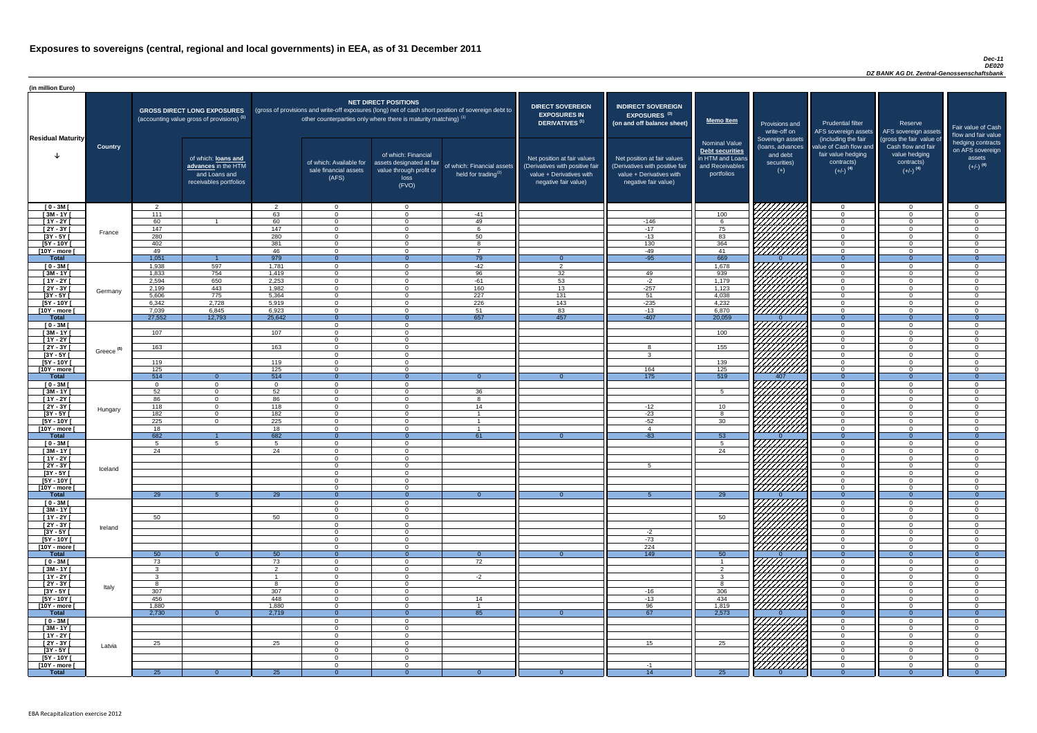# Exposures to sovereigns (central, regional and local governments) in EEA, as of 31 December 2011

*Dec-11*
*DE020*
*DZ BANK AG Dt. Zentral-Genossenschaftsbank*

(in million Euro)

| Residual Maturity | Country | GROSS DIRECT LONG EXPOSURES (accounting value gross of provisions) (1) | | NET DIRECT POSITIONS (gross of provisions and write-off exposures (long) net of cash short position of sovereign debt to other counterparties only where there is maturity matching) (1) | | | | DIRECT SOVEREIGN EXPOSURES IN DERIVATIVES (1) | INDIRECT SOVEREIGN EXPOSURES (3) (on and off balance sheet) | Memo Item | Provisions and write-off on Sovereign assets (loans, advances and debt securities) (+) | Prudential filter AFS sovereign assets (including the fair value of Cash flow and fair value hedging contracts) (+/-) (4) | Reserve AFS sovereign assets (gross the fair value of Cash flow and fair value hedging contracts) (+/-) (4) | Fair value of Cash flow and fair value hedging contracts on AFS sovereign assets (+/-) (4) |
|---|---|---|---|---|---|---|---|---|---|---|---|---|---|---|
| | | | of which: loans and advances in the HTM and Loans and receivables portfolios | | of which: Available for sale financial assets (AFS) | of which: Financial assets designated at fair value through profit or loss (FVO) | of which: Financial assets held for trading (2) | Net position at fair values (Derivatives with positive fair value + Derivatives with negative fair value) | Net position at fair values (Derivatives with positive fair value + Derivatives with negative fair value) | Nominal Value Debt securities in HTM and Loans and Receivables portfolios | | | | |
| [ 0 - 3M [ | France | 2 | | 2 | 0 | 0 | | | | | | 0 | 0 | 0 |
| [ 3M - 1Y [ | | 111 | | 63 | 0 | 0 | -41 | | | 100 | | 0 | 0 | 0 |
| [ 1Y - 2Y [ | | 60 | 1 | 60 | 0 | 0 | 49 | | -146 | 6 | | 0 | 0 | 0 |
| [ 2Y - 3Y [ | | 147 | | 147 | 0 | 0 | 6 | | -17 | 75 | | 0 | 0 | 0 |
| [3Y - 5Y [ | | 280 | | 280 | 0 | 0 | 50 | | -13 | 83 | | 0 | 0 | 0 |
| [5Y - 10Y [ | | 402 | | 381 | 0 | 0 | 8 | | 130 | 364 | | 0 | 0 | 0 |
| [10Y - more [ | | 49 | | 46 | 0 | 0 | 7 | | -49 | 41 | | 0 | 0 | 0 |
| **Total** | | 1,051 | 1 | 979 | 0 | 0 | 79 | 0 | -95 | 669 | 0 | 0 | 0 | 0 |
| [ 0 - 3M [ | Germany | 1,938 | 597 | 1,781 | 0 | 0 | -42 | 2 | | 1,678 | | 0 | 0 | 0 |
| [ 3M - 1Y [ | | 1,833 | 754 | 1,419 | 0 | 0 | 96 | 32 | 49 | 939 | | 0 | 0 | 0 |
| [ 1Y - 2Y [ | | 2,594 | 650 | 2,253 | 0 | 0 | -61 | 53 | -2 | 1,179 | | 0 | 0 | 0 |
| [ 2Y - 3Y [ | | 2,199 | 443 | 1,982 | 0 | 0 | 160 | 13 | -257 | 1,123 | | 0 | 0 | 0 |
| [3Y - 5Y [ | | 5,606 | 775 | 5,364 | 0 | 0 | 227 | 131 | 51 | 4,038 | | 0 | 0 | 0 |
| [5Y - 10Y [ | | 6,342 | 2,728 | 5,919 | 0 | 0 | 226 | 143 | -235 | 4,232 | | 0 | 0 | 0 |
| [10Y - more [ | | 7,039 | 6,845 | 6,923 | 0 | 0 | 51 | 83 | -13 | 6,870 | | 0 | 0 | 0 |
| **Total** | | 27,552 | 12,793 | 25,642 | 0 | 0 | 657 | 457 | -407 | 20,059 | 0 | 0 | 0 | 0 |
| [ 0 - 3M [ | Greece (5) | | | | 0 | 0 | | | | | | 0 | 0 | 0 |
| [ 3M - 1Y [ | | 107 | | 107 | 0 | 0 | | | | 100 | | 0 | 0 | 0 |
| [ 1Y - 2Y [ | | | | | 0 | 0 | | | | | | 0 | 0 | 0 |
| [ 2Y - 3Y [ | | 163 | | 163 | 0 | 0 | | | 8 | 155 | | 0 | 0 | 0 |
| [3Y - 5Y [ | | | | | 0 | 0 | | | 3 | | | 0 | 0 | 0 |
| [5Y - 10Y [ | | 119 | | 119 | 0 | 0 | | | | 139 | | 0 | 0 | 0 |
| [10Y - more [ | | 125 | | 125 | 0 | 0 | | | 164 | 125 | | 0 | 0 | 0 |
| **Total** | | 514 | 0 | 514 | 0 | 0 | 0 | 0 | 175 | 519 | 407 | 0 | 0 | 0 |
| [ 0 - 3M [ | Hungary | 0 | 0 | 0 | 0 | 0 | | | | | | 0 | 0 | 0 |
| [ 3M - 1Y [ | | 52 | 0 | 52 | 0 | 0 | 36 | | | 5 | | 0 | 0 | 0 |
| [ 1Y - 2Y [ | | 86 | 0 | 86 | 0 | 0 | 8 | | | | | 0 | 0 | 0 |
| [ 2Y - 3Y [ | | 118 | 0 | 118 | 0 | 0 | 14 | | -12 | 10 | | 0 | 0 | 0 |
| [3Y - 5Y [ | | 182 | 0 | 182 | 0 | 0 | 1 | | -23 | 8 | | 0 | 0 | 0 |
| [5Y - 10Y [ | | 225 | 0 | 225 | 0 | 0 | 1 | | -52 | 30 | | 0 | 0 | 0 |
| [10Y - more [ | | 18 | | 18 | 0 | 0 | 1 | | 4 | | | 0 | 0 | 0 |
| **Total** | | 682 | 1 | 682 | 0 | 0 | 61 | 0 | -83 | 53 | 0 | 0 | 0 | 0 |
| [ 0 - 3M [ | Iceland | 5 | 5 | 5 | 0 | 0 | | | | 5 | | 0 | 0 | 0 |
| [ 3M - 1Y [ | | 24 | | 24 | 0 | 0 | | | | 24 | | 0 | 0 | 0 |
| [ 1Y - 2Y [ | | | | | 0 | 0 | | | | | | 0 | 0 | 0 |
| [ 2Y - 3Y [ | | | | | 0 | 0 | | | 5 | | | 0 | 0 | 0 |
| [3Y - 5Y [ | | | | | 0 | 0 | | | | | | 0 | 0 | 0 |
| [5Y - 10Y [ | | | | | 0 | 0 | | | | | | 0 | 0 | 0 |
| [10Y - more [ | | | | | 0 | 0 | | | | | | 0 | 0 | 0 |
| **Total** | | 29 | 5 | 29 | 0 | 0 | 0 | 0 | 5 | 29 | 0 | 0 | 0 | 0 |
| [ 0 - 3M [ | Ireland | | | | 0 | 0 | | | | | | 0 | 0 | 0 |
| [ 3M - 1Y [ | | | | | 0 | 0 | | | | | | 0 | 0 | 0 |
| [ 1Y - 2Y [ | | 50 | | 50 | 0 | 0 | | | | 50 | | 0 | 0 | 0 |
| [ 2Y - 3Y [ | | | | | 0 | 0 | | | | | | 0 | 0 | 0 |
| [3Y - 5Y [ | | | | | 0 | 0 | | | -2 | | | 0 | 0 | 0 |
| [5Y - 10Y [ | | | | | 0 | 0 | | | -73 | | | 0 | 0 | 0 |
| [10Y - more [ | | | | | 0 | 0 | | | 224 | | | 0 | 0 | 0 |
| **Total** | | 50 | 0 | 50 | 0 | 0 | 0 | 0 | 149 | 50 | 0 | 0 | 0 | 0 |
| [ 0 - 3M [ | Italy | 73 | | 73 | 0 | 0 | 72 | | | 1 | | 0 | 0 | 0 |
| [ 3M - 1Y [ | | 3 | | 2 | 0 | 0 | | | | 2 | | 0 | 0 | 0 |
| [ 1Y - 2Y [ | | 3 | | 1 | 0 | 0 | -2 | | | 3 | | 0 | 0 | 0 |
| [ 2Y - 3Y [ | | 8 | | 8 | 0 | 0 | | | | 8 | | 0 | 0 | 0 |
| [3Y - 5Y [ | | 307 | | 307 | 0 | 0 | | | -16 | 306 | | 0 | 0 | 0 |
| [5Y - 10Y [ | | 456 | | 448 | 0 | 0 | 14 | | -13 | 434 | | 0 | 0 | 0 |
| [10Y - more [ | | 1,880 | | 1,880 | 0 | 0 | 1 | | 96 | 1,819 | | 0 | 0 | 0 |
| **Total** | | 2,730 | 0 | 2,719 | 0 | 0 | 85 | 0 | 67 | 2,573 | 0 | 0 | 0 | 0 |
| [ 0 - 3M [ | Latvia | | | | 0 | 0 | | | | | | 0 | 0 | 0 |
| [ 3M - 1Y [ | | | | | 0 | 0 | | | | | | 0 | 0 | 0 |
| [ 1Y - 2Y [ | | | | | 0 | 0 | | | | | | 0 | 0 | 0 |
| [ 2Y - 3Y [ | | 25 | | 25 | 0 | 0 | | | 15 | 25 | | 0 | 0 | 0 |
| [3Y - 5Y [ | | | | | 0 | 0 | | | | | | 0 | 0 | 0 |
| [5Y - 10Y [ | | | | | 0 | 0 | | | | | | 0 | 0 | 0 |
| [10Y - more [ | | | | | 0 | 0 | | | -1 | | | 0 | 0 | 0 |
| **Total** | | 25 | 0 | 25 | 0 | 0 | 0 | 0 | 14 | 25 | 0 | 0 | 0 | 0 |

EBA Recapitalization exercise 2012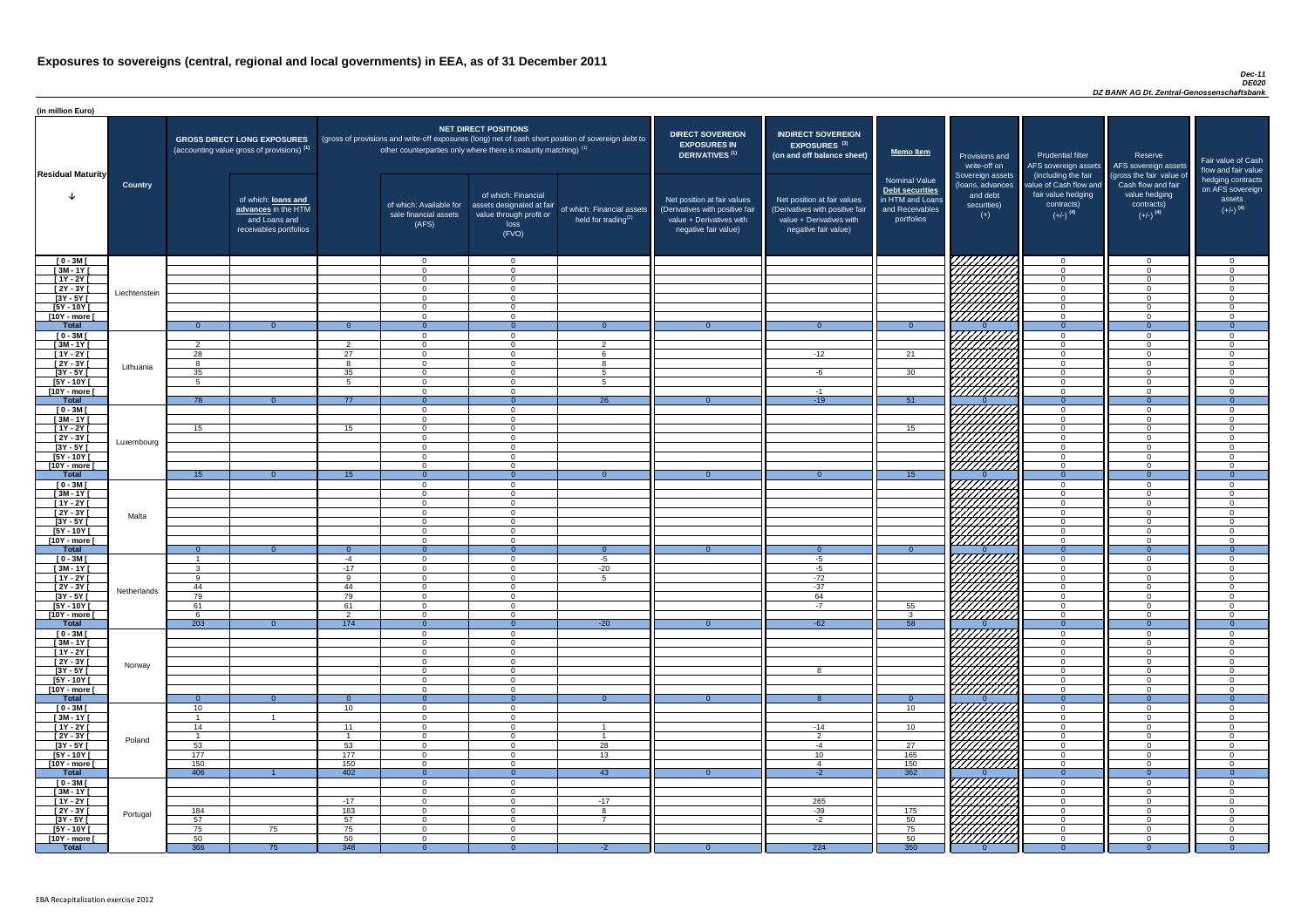# Exposures to sovereigns (central, regional and local governments) in EEA, as of 31 December 2011

*Dec-11*
*DE020*
*DZ BANK AG Dt. Zentral-Genossenschaftsbank*

(in million Euro)

| Residual Maturity | Country | GROSS DIRECT LONG EXPOSURES (accounting value gross of provisions) (1) | of which: loans and advances in the HTM and Loans and receivables portfolios | NET DIRECT POSITIONS (gross of provisions and write-off exposures (long) net of cash short position of sovereign debt to other counterparties only where there is maturity matching) (1) | of which: Available for sale financial assets (AFS) | of which: Financial assets designated at fair value through profit or loss (FVO) | of which: Financial assets held for trading(2) | DIRECT SOVEREIGN EXPOSURES IN DERIVATIVES (1) Net position at fair values (Derivatives with positive fair value + Derivatives with negative fair value) | INDIRECT SOVEREIGN EXPOSURES (3) (on and off balance sheet) Net position at fair values (Derivatives with positive fair value + Derivatives with negative fair value) | Memo Item Nominal Value Debt securities in HTM and Loans and Receivables portfolios | Provisions and write-off on Sovereign assets (loans, advances and debt securities) (+) | Prudential filter AFS sovereign assets (including the fair value of Cash flow and fair value hedging contracts) (+/-) (4) | Reserve AFS sovereign assets (gross the fair value of Cash flow and fair value hedging contracts) (+/-) (4) | Fair value of Cash flow and fair value hedging contracts on AFS sovereign assets (+/-) (4) |
|---|---|---|---|---|---|---|---|---|---|---|---|---|---|---|
| [ 0 - 3M [ | Liechtenstein | | | | 0 | 0 | | | | | | 0 | 0 | 0 |
| [ 3M - 1Y [ | | | | | 0 | 0 | | | | | | 0 | 0 | 0 |
| [ 1Y - 2Y [ | | | | | 0 | 0 | | | | | | 0 | 0 | 0 |
| [ 2Y - 3Y [ | | | | | 0 | 0 | | | | | | 0 | 0 | 0 |
| [3Y - 5Y [ | | | | | 0 | 0 | | | | | | 0 | 0 | 0 |
| [5Y - 10Y [ | | | | | 0 | 0 | | | | | | 0 | 0 | 0 |
| [10Y - more [ | | | | | 0 | 0 | | | | | | 0 | 0 | 0 |
| **Total** | | 0 | 0 | 0 | 0 | 0 | 0 | 0 | 0 | 0 | 0 | 0 | 0 | 0 |
| [ 0 - 3M [ | Lithuania | | | | 0 | 0 | | | | | | 0 | 0 | 0 |
| [ 3M - 1Y [ | | 2 | | 2 | 0 | 0 | 2 | | | | | 0 | 0 | 0 |
| [ 1Y - 2Y [ | | 28 | | 27 | 0 | 0 | 6 | | -12 | 21 | | 0 | 0 | 0 |
| [ 2Y - 3Y [ | | 8 | | 8 | 0 | 0 | 8 | | | | | 0 | 0 | 0 |
| [3Y - 5Y [ | | 35 | | 35 | 0 | 0 | 5 | | -6 | 30 | | 0 | 0 | 0 |
| [5Y - 10Y [ | | 5 | | 5 | 0 | 0 | 5 | | | | | 0 | 0 | 0 |
| [10Y - more [ | | | | | 0 | 0 | | | -1 | | | 0 | 0 | 0 |
| **Total** | | 78 | 0 | 77 | 0 | 0 | 26 | 0 | -19 | 51 | 0 | 0 | 0 | 0 |
| [ 0 - 3M [ | Luxembourg | | | | 0 | 0 | | | | | | 0 | 0 | 0 |
| [ 3M - 1Y [ | | | | | 0 | 0 | | | | | | 0 | 0 | 0 |
| [ 1Y - 2Y [ | | 15 | | 15 | 0 | 0 | | | | 15 | | 0 | 0 | 0 |
| [ 2Y - 3Y [ | | | | | 0 | 0 | | | | | | 0 | 0 | 0 |
| [3Y - 5Y [ | | | | | 0 | 0 | | | | | | 0 | 0 | 0 |
| [5Y - 10Y [ | | | | | 0 | 0 | | | | | | 0 | 0 | 0 |
| [10Y - more [ | | | | | 0 | 0 | | | | | | 0 | 0 | 0 |
| **Total** | | 15 | 0 | 15 | 0 | 0 | 0 | 0 | 0 | 15 | 0 | 0 | 0 | 0 |
| [ 0 - 3M [ | Malta | | | | 0 | 0 | | | | | | 0 | 0 | 0 |
| [ 3M - 1Y [ | | | | | 0 | 0 | | | | | | 0 | 0 | 0 |
| [ 1Y - 2Y [ | | | | | 0 | 0 | | | | | | 0 | 0 | 0 |
| [ 2Y - 3Y [ | | | | | 0 | 0 | | | | | | 0 | 0 | 0 |
| [3Y - 5Y [ | | | | | 0 | 0 | | | | | | 0 | 0 | 0 |
| [5Y - 10Y [ | | | | | 0 | 0 | | | | | | 0 | 0 | 0 |
| [10Y - more [ | | | | | 0 | 0 | | | | | | 0 | 0 | 0 |
| **Total** | | 0 | 0 | 0 | 0 | 0 | 0 | 0 | 0 | 0 | 0 | 0 | 0 | 0 |
| [ 0 - 3M [ | Netherlands | 1 | | -4 | 0 | 0 | -5 | | -5 | | | 0 | 0 | 0 |
| [ 3M - 1Y [ | | 3 | | -17 | 0 | 0 | -20 | | -5 | | | 0 | 0 | 0 |
| [ 1Y - 2Y [ | | 9 | | 9 | 0 | 0 | 5 | | -72 | | | 0 | 0 | 0 |
| [ 2Y - 3Y [ | | 44 | | 44 | 0 | 0 | | | -37 | | | 0 | 0 | 0 |
| [3Y - 5Y [ | | 79 | | 79 | 0 | 0 | | | 64 | | | 0 | 0 | 0 |
| [5Y - 10Y [ | | 61 | | 61 | 0 | 0 | | | -7 | 55 | | 0 | 0 | 0 |
| [10Y - more [ | | 6 | | 2 | 0 | 0 | | | | 3 | | 0 | 0 | 0 |
| **Total** | | 203 | 0 | 174 | 0 | 0 | -20 | 0 | -62 | 58 | 0 | 0 | 0 | 0 |
| [ 0 - 3M [ | Norway | | | | 0 | 0 | | | | | | 0 | 0 | 0 |
| [ 3M - 1Y [ | | | | | 0 | 0 | | | | | | 0 | 0 | 0 |
| [ 1Y - 2Y [ | | | | | 0 | 0 | | | | | | 0 | 0 | 0 |
| [ 2Y - 3Y [ | | | | | 0 | 0 | | | | | | 0 | 0 | 0 |
| [3Y - 5Y [ | | | | | 0 | 0 | | | 8 | | | 0 | 0 | 0 |
| [5Y - 10Y [ | | | | | 0 | 0 | | | | | | 0 | 0 | 0 |
| [10Y - more [ | | | | | 0 | 0 | | | | | | 0 | 0 | 0 |
| **Total** | | 0 | 0 | 0 | 0 | 0 | 0 | 0 | 8 | 0 | 0 | 0 | 0 | 0 |
| [ 0 - 3M [ | Poland | 10 | | 10 | 0 | 0 | | | | 10 | | 0 | 0 | 0 |
| [ 3M - 1Y [ | | 1 | 1 | | 0 | 0 | | | | | | 0 | 0 | 0 |
| [ 1Y - 2Y [ | | 14 | | 11 | 0 | 0 | 1 | | -14 | 10 | | 0 | 0 | 0 |
| [ 2Y - 3Y [ | | 1 | | 1 | 0 | 0 | 1 | | 2 | | | 0 | 0 | 0 |
| [3Y - 5Y [ | | 53 | | 53 | 0 | 0 | 28 | | -4 | 27 | | 0 | 0 | 0 |
| [5Y - 10Y [ | | 177 | | 177 | 0 | 0 | 13 | | 10 | 165 | | 0 | 0 | 0 |
| [10Y - more [ | | 150 | | 150 | 0 | 0 | | | 4 | 150 | | 0 | 0 | 0 |
| **Total** | | 406 | 1 | 402 | 0 | 0 | 43 | 0 | -2 | 362 | 0 | 0 | 0 | 0 |
| [ 0 - 3M [ | Portugal | | | | 0 | 0 | | | | | | 0 | 0 | 0 |
| [ 3M - 1Y [ | | | | | 0 | 0 | | | | | | 0 | 0 | 0 |
| [ 1Y - 2Y [ | | | | -17 | 0 | 0 | -17 | | 265 | | | 0 | 0 | 0 |
| [ 2Y - 3Y [ | | 184 | | 183 | 0 | 0 | 8 | | -39 | 175 | | 0 | 0 | 0 |
| [3Y - 5Y [ | | 57 | | 57 | 0 | 0 | 7 | | -2 | 50 | | 0 | 0 | 0 |
| [5Y - 10Y [ | | 75 | 75 | 75 | 0 | 0 | | | | 75 | | 0 | 0 | 0 |
| [10Y - more [ | | 50 | | 50 | 0 | 0 | | | | 50 | | 0 | 0 | 0 |
| **Total** | | 366 | 75 | 348 | 0 | 0 | -2 | 0 | 224 | 350 | 0 | 0 | 0 | 0 |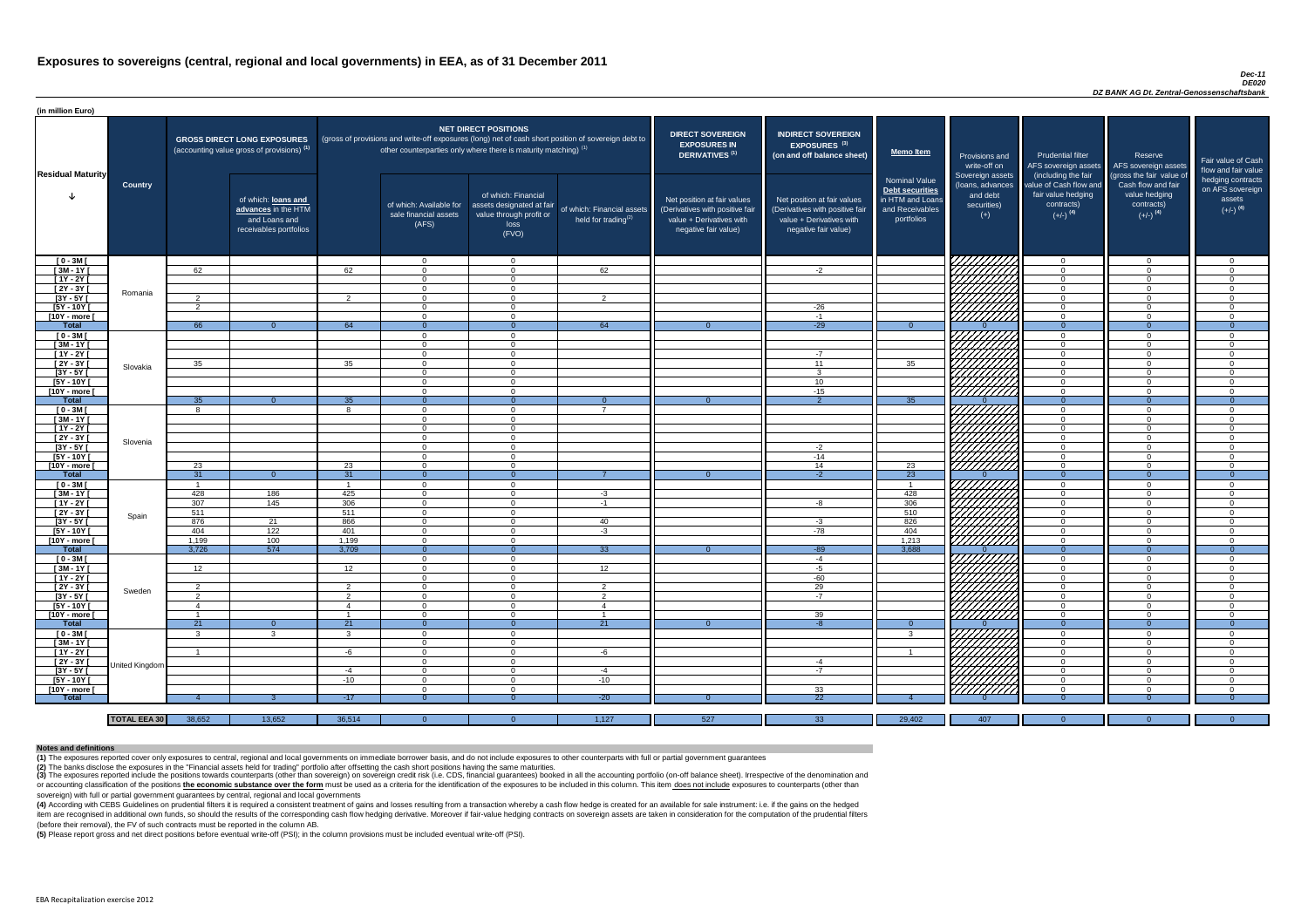# Exposures to sovereigns (central, regional and local governments) in EEA, as of 31 December 2011

*Dec-11*
*DE020*
*DZ BANK AG Dt. Zentral-Genossenschaftsbank*

(in million Euro)

| Residual Maturity | Country | GROSS DIRECT LONG EXPOSURES (accounting value gross of provisions) (1) | | NET DIRECT POSITIONS (gross of provisions and write-off exposures (long) net of cash short position of sovereign debt to other counterparties only where there is maturity matching) (1) | | | | DIRECT SOVEREIGN EXPOSURES IN DERIVATIVES (1) | INDIRECT SOVEREIGN EXPOSURES (3) (on and off balance sheet) | Memo Item | Provisions and write-off on Sovereign assets (loans, advances and debt securities) (+) | Prudential filter AFS sovereign assets (including the fair value of Cash flow and fair value hedging contracts) (+/-) (4) | Reserve AFS sovereign assets (gross the fair value of Cash flow and fair value hedging contracts) (+/-) (4) | Fair value of Cash flow and fair value hedging contracts on AFS sovereign assets (+/-) (4) |
|---|---|---|---|---|---|---|---|---|---|---|---|---|---|---|
| | | | of which: loans and advances in the HTM and Loans and receivables portfolios | | of which: Available for sale financial assets (AFS) | of which: Financial assets designated at fair value through profit or loss (FVO) | of which: Financial assets held for trading (2) | Net position at fair values (Derivatives with positive fair value + Derivatives with negative fair value) | Net position at fair values (Derivatives with positive fair value + Derivatives with negative fair value) | Nominal Value Debt securities in HTM and Loans and Receivables portfolios | | | | |
| [ 0 - 3M [ | Romania | | | | 0 | 0 | | | | | | 0 | 0 | 0 |
| [ 3M - 1Y [ | | 62 | | 62 | 0 | 0 | 62 | | -2 | | | 0 | 0 | 0 |
| [ 1Y - 2Y [ | | | | | 0 | 0 | | | | | | 0 | 0 | 0 |
| [ 2Y - 3Y [ | | | | | 0 | 0 | | | | | | 0 | 0 | 0 |
| [3Y - 5Y [ | | 2 | | 2 | 0 | 0 | 2 | | | | | 0 | 0 | 0 |
| [5Y - 10Y [ | | 2 | | | 0 | 0 | | | -26 | | | 0 | 0 | 0 |
| [10Y - more [ | | | | | 0 | 0 | | | -1 | | | 0 | 0 | 0 |
| **Total** | | 66 | 0 | 64 | 0 | 0 | 64 | 0 | -29 | 0 | 0 | 0 | 0 | 0 |
| [ 0 - 3M [ | Slovakia | | | | 0 | 0 | | | | | | 0 | 0 | 0 |
| [ 3M - 1Y [ | | | | | 0 | 0 | | | | | | 0 | 0 | 0 |
| [ 1Y - 2Y [ | | | | | 0 | 0 | | | -7 | | | 0 | 0 | 0 |
| [ 2Y - 3Y [ | | 35 | | 35 | 0 | 0 | | | 11 | 35 | | 0 | 0 | 0 |
| [3Y - 5Y [ | | | | | 0 | 0 | | | 3 | | | 0 | 0 | 0 |
| [5Y - 10Y [ | | | | | 0 | 0 | | | 10 | | | 0 | 0 | 0 |
| [10Y - more [ | | | | | 0 | 0 | | | -15 | | | 0 | 0 | 0 |
| **Total** | | 35 | 0 | 35 | 0 | 0 | 0 | 0 | 2 | 35 | 0 | 0 | 0 | 0 |
| [ 0 - 3M [ | Slovenia | 8 | | 8 | 0 | 0 | 7 | | | | | 0 | 0 | 0 |
| [ 3M - 1Y [ | | | | | 0 | 0 | | | | | | 0 | 0 | 0 |
| [ 1Y - 2Y [ | | | | | 0 | 0 | | | | | | 0 | 0 | 0 |
| [ 2Y - 3Y [ | | | | | 0 | 0 | | | | | | 0 | 0 | 0 |
| [3Y - 5Y [ | | | | | 0 | 0 | | | -2 | | | 0 | 0 | 0 |
| [5Y - 10Y [ | | | | | 0 | 0 | | | -14 | | | 0 | 0 | 0 |
| [10Y - more [ | | 23 | | 23 | 0 | 0 | | | 14 | 23 | | 0 | 0 | 0 |
| **Total** | | 31 | 0 | 31 | 0 | 0 | 7 | 0 | -2 | 23 | 0 | 0 | 0 | 0 |
| [ 0 - 3M [ | Spain | 1 | | 1 | 0 | 0 | | | | 1 | | 0 | 0 | 0 |
| [ 3M - 1Y [ | | 428 | 186 | 425 | 0 | 0 | -3 | | | 428 | | 0 | 0 | 0 |
| [ 1Y - 2Y [ | | 307 | 145 | 306 | 0 | 0 | -1 | | -8 | 306 | | 0 | 0 | 0 |
| [ 2Y - 3Y [ | | 511 | | 511 | 0 | 0 | | | | 510 | | 0 | 0 | 0 |
| [3Y - 5Y [ | | 876 | 21 | 866 | 0 | 0 | 40 | | -3 | 826 | | 0 | 0 | 0 |
| [5Y - 10Y [ | | 404 | 122 | 401 | 0 | 0 | -3 | | -78 | 404 | | 0 | 0 | 0 |
| [10Y - more [ | | 1,199 | 100 | 1,199 | 0 | 0 | | | | 1,213 | | 0 | 0 | 0 |
| **Total** | | 3,726 | 574 | 3,709 | 0 | 0 | 33 | 0 | -89 | 3,688 | 0 | 0 | 0 | 0 |
| [ 0 - 3M [ | Sweden | | | | 0 | 0 | | | -4 | | | 0 | 0 | 0 |
| [ 3M - 1Y [ | | 12 | | 12 | 0 | 0 | 12 | | -5 | | | 0 | 0 | 0 |
| [ 1Y - 2Y [ | | | | | 0 | 0 | | | -60 | | | 0 | 0 | 0 |
| [ 2Y - 3Y [ | | 2 | | 2 | 0 | 0 | 2 | | 29 | | | 0 | 0 | 0 |
| [3Y - 5Y [ | | 2 | | 2 | 0 | 0 | 2 | | -7 | | | 0 | 0 | 0 |
| [5Y - 10Y [ | | 4 | | 4 | 0 | 0 | 4 | | | | | 0 | 0 | 0 |
| [10Y - more [ | | 1 | | 1 | 0 | 0 | 1 | | 39 | | | 0 | 0 | 0 |
| **Total** | | 21 | 0 | 21 | 0 | 0 | 21 | 0 | -8 | 0 | 0 | 0 | 0 | 0 |
| [ 0 - 3M [ | United Kingdom | 3 | 3 | 3 | 0 | 0 | | | | 3 | | 0 | 0 | 0 |
| [ 3M - 1Y [ | | | | | 0 | 0 | | | | | | 0 | 0 | 0 |
| [ 1Y - 2Y [ | | 1 | | -6 | 0 | 0 | -6 | | | 1 | | 0 | 0 | 0 |
| [ 2Y - 3Y [ | | | | | 0 | 0 | | | -4 | | | 0 | 0 | 0 |
| [3Y - 5Y [ | | | | -4 | 0 | 0 | -4 | | -7 | | | 0 | 0 | 0 |
| [5Y - 10Y [ | | | | -10 | 0 | 0 | -10 | | | | | 0 | 0 | 0 |
| [10Y - more [ | | | | | 0 | 0 | | | 33 | | | 0 | 0 | 0 |
| **Total** | | 4 | 3 | -17 | 0 | 0 | -20 | 0 | 22 | 4 | 0 | 0 | 0 | 0 |
| | **TOTAL EEA 30** | 38,652 | 13,652 | 36,514 | 0 | 0 | 1,127 | 527 | 33 | 29,402 | 407 | 0 | 0 | 0 |

**Notes and definitions**

**(1)** The exposures reported cover only exposures to central, regional and local governments on immediate borrower basis, and do not include exposures to other counterparties with full or partial government guarantees

**(2)** The banks disclose the exposures in the "Financial assets held for trading" portfolio after offsetting the cash short positions having the same maturities.

**(3)** The exposures reported include the positions towards counterparts (other than sovereign) on sovereign credit risk (i.e. CDS, financial guarantees) booked in all the accounting portfolio (on-off balance sheet). Irrespective of the denomination and or accounting classification of the positions the economic substance over the form must be used as a criteria for the identification of the exposures to be included in this column. This item does not include exposures to counterparts (other than sovereign) with full or partial government guarantees by central, regional and local governments

**(4)** According with CEBS Guidelines on prudential filters it is required a consistent treatment of gains and losses resulting from a transaction whereby a cash flow hedge is created for an available for sale instrument: i.e. if the gains on the hedged item are recognised in additional own funds, so should the results of the corresponding cash flow hedging derivative. Moreover if fair-value hedging contracts on sovereign assets are taken in consideration for the computation of the prudential filters (before their removal), the FV of such contracts must be reported in the column AB.

**(5)** Please report gross and net direct positions before eventual write-off (PSI); in the column provisions must be included eventual write-off (PSI).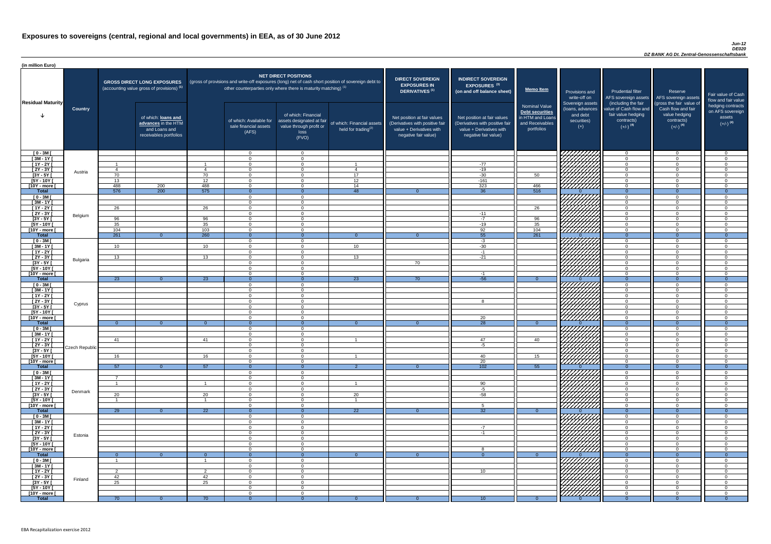# Exposures to sovereigns (central, regional and local governments) in EEA, as of 30 June 2012

*Jun-12*
*DE020*
*DZ BANK AG Dt. Zentral-Genossenschaftsbank*

(in million Euro)

| Residual Maturity | Country | GROSS DIRECT LONG EXPOSURES (accounting value gross of provisions) (1) | of which: loans and advances in the HTM and Loans and receivables portfolios | NET DIRECT POSITIONS (gross of provisions and write-off exposures (long) net of cash short position of sovereign debt to other counterparties only where there is maturity matching) (1) | of which: Available for sale financial assets (AFS) | of which: Financial assets designated at fair value through profit or loss (FVO) | of which: Financial assets held for trading(2) | DIRECT SOVEREIGN EXPOSURES IN DERIVATIVES (1) Net position at fair values (Derivatives with positive fair value + Derivatives with negative fair value) | INDIRECT SOVEREIGN EXPOSURES (3) (on and off balance sheet) Net position at fair values (Derivatives with positive fair value + Derivatives with negative fair value) | Memo Item Nominal Value Debt securities in HTM and Loans and Receivables portfolios | Provisions and write-off on Sovereign assets (loans, advances and debt securities) (+) | Prudential filter AFS sovereign assets (including the fair value of Cash flow and fair value hedging contracts) (+/-) (4) | Reserve AFS sovereign assets (gross the fair value of Cash flow and fair value hedging contracts) (+/-) (4) | Fair value of Cash flow and fair value hedging contracts on AFS sovereign assets (+/-) (4) |
|---|---|---|---|---|---|---|---|---|---|---|---|---|---|---|
| [ 0 - 3M [ | Austria | | | | 0 | 0 | | | | | | 0 | 0 | 0 |
| [ 3M - 1Y [ | | | | | 0 | 0 | | | | | | 0 | 0 | 0 |
| [ 1Y - 2Y [ | | 1 | | 1 | 0 | 0 | 1 | | -77 | | | 0 | 0 | 0 |
| [ 2Y - 3Y [ | | 4 | | 4 | 0 | 0 | 4 | | -19 | | | 0 | 0 | 0 |
| [3Y - 5Y [ | | 70 | | 70 | 0 | 0 | 17 | | -30 | 50 | | 0 | 0 | 0 |
| [5Y - 10Y [ | | 13 | | 12 | 0 | 0 | 12 | | -161 | | | 0 | 0 | 0 |
| [10Y - more [ | | 488 | 200 | 488 | 0 | 0 | 14 | | 323 | 466 | | 0 | 0 | 0 |
| **Total** | | 576 | 200 | 575 | 0 | 0 | 48 | 0 | 36 | 516 | 0 | 0 | 0 | 0 |
| [ 0 - 3M [ | Belgium | | | | 0 | 0 | | | | | | 0 | 0 | 0 |
| [ 3M - 1Y [ | | | | | 0 | 0 | | | | | | 0 | 0 | 0 |
| [ 1Y - 2Y [ | | 26 | | 26 | 0 | 0 | | | | 26 | | 0 | 0 | 0 |
| [ 2Y - 3Y [ | | | | | 0 | 0 | | | -11 | | | 0 | 0 | 0 |
| [3Y - 5Y [ | | 96 | | 96 | 0 | 0 | | | -7 | 96 | | 0 | 0 | 0 |
| [5Y - 10Y [ | | 35 | | 35 | 0 | 0 | | | -19 | 35 | | 0 | 0 | 0 |
| [10Y - more [ | | 104 | | 103 | 0 | 0 | | | 92 | 104 | | 0 | 0 | 0 |
| **Total** | | 261 | 0 | 260 | 0 | 0 | 0 | 0 | 55 | 261 | 0 | 0 | 0 | 0 |
| [ 0 - 3M [ | Bulgaria | | | | 0 | 0 | | | -3 | | | 0 | 0 | 0 |
| [ 3M - 1Y [ | | 10 | | 10 | 0 | 0 | 10 | | -30 | | | 0 | 0 | 0 |
| [ 1Y - 2Y [ | | | | | 0 | 0 | | | -1 | | | 0 | 0 | 0 |
| [ 2Y - 3Y [ | | 13 | | 13 | 0 | 0 | 13 | | -21 | | | 0 | 0 | 0 |
| [3Y - 5Y [ | | | | | 0 | 0 | | 70 | | | | 0 | 0 | 0 |
| [5Y - 10Y [ | | | | | 0 | 0 | | | | | | 0 | 0 | 0 |
| [10Y - more [ | | | | | 0 | 0 | | | -1 | | | 0 | 0 | 0 |
| **Total** | | 23 | 0 | 23 | 0 | 0 | 23 | 70 | -56 | 0 | 0 | 0 | 0 | 0 |
| [ 0 - 3M [ | Cyprus | | | | 0 | 0 | | | | | | 0 | 0 | 0 |
| [ 3M - 1Y [ | | | | | 0 | 0 | | | | | | 0 | 0 | 0 |
| [ 1Y - 2Y [ | | | | | 0 | 0 | | | | | | 0 | 0 | 0 |
| [ 2Y - 3Y [ | | | | | 0 | 0 | | | 8 | | | 0 | 0 | 0 |
| [3Y - 5Y [ | | | | | 0 | 0 | | | | | | 0 | 0 | 0 |
| [5Y - 10Y [ | | | | | 0 | 0 | | | | | | 0 | 0 | 0 |
| [10Y - more [ | | | | | 0 | 0 | | | 20 | | | 0 | 0 | 0 |
| **Total** | | 0 | 0 | 0 | 0 | 0 | 0 | 0 | 28 | 0 | 0 | 0 | 0 | 0 |
| [ 0 - 3M [ | Czech Republic | | | | 0 | 0 | | | | | | 0 | 0 | 0 |
| [ 3M - 1Y [ | | | | | 0 | 0 | | | | | | 0 | 0 | 0 |
| [ 1Y - 2Y [ | | 41 | | 41 | 0 | 0 | 1 | | 47 | 40 | | 0 | 0 | 0 |
| [ 2Y - 3Y [ | | | | | 0 | 0 | | | -5 | | | 0 | 0 | 0 |
| [3Y - 5Y [ | | | | | 0 | 0 | | | | | | 0 | 0 | 0 |
| [5Y - 10Y [ | | 16 | | 16 | 0 | 0 | 1 | | 40 | 15 | | 0 | 0 | 0 |
| [10Y - more [ | | | | | 0 | 0 | | | 20 | | | 0 | 0 | 0 |
| **Total** | | 57 | 0 | 57 | 0 | 0 | 2 | 0 | 102 | 55 | 0 | 0 | 0 | 0 |
| [ 0 - 3M [ | Denmark | | | | 0 | 0 | | | | | | 0 | 0 | 0 |
| [ 3M - 1Y [ | | 7 | | | 0 | 0 | | | | | | 0 | 0 | 0 |
| [ 1Y - 2Y [ | | 1 | | 1 | 0 | 0 | 1 | | 90 | | | 0 | 0 | 0 |
| [ 2Y - 3Y [ | | | | | 0 | 0 | | | -5 | | | 0 | 0 | 0 |
| [3Y - 5Y [ | | 20 | | 20 | 0 | 0 | 20 | | -58 | | | 0 | 0 | 0 |
| [5Y - 10Y [ | | 1 | | 1 | 0 | 0 | 1 | | | | | 0 | 0 | 0 |
| [10Y - more [ | | | | | 0 | 0 | | | 5 | | | 0 | 0 | 0 |
| **Total** | | 29 | 0 | 22 | 0 | 0 | 22 | 0 | 32 | 0 | 0 | 0 | 0 | 0 |
| [ 0 - 3M [ | Estonia | | | | 0 | 0 | | | | | | 0 | 0 | 0 |
| [ 3M - 1Y [ | | | | | 0 | 0 | | | | | | 0 | 0 | 0 |
| [ 1Y - 2Y [ | | | | | 0 | 0 | | | -7 | | | 0 | 0 | 0 |
| [ 2Y - 3Y [ | | | | | 0 | 0 | | | -1 | | | 0 | 0 | 0 |
| [3Y - 5Y [ | | | | | 0 | 0 | | | | | | 0 | 0 | 0 |
| [5Y - 10Y [ | | | | | 0 | 0 | | | | | | 0 | 0 | 0 |
| [10Y - more [ | | | | | 0 | 0 | | | 8 | | | 0 | 0 | 0 |
| **Total** | | 0 | 0 | 0 | 0 | 0 | 0 | 0 | 0 | 0 | 0 | 0 | 0 | 0 |
| [ 0 - 3M [ | Finland | 1 | | 1 | 0 | 0 | | | | | | 0 | 0 | 0 |
| [ 3M - 1Y [ | | | | | 0 | 0 | | | | | | 0 | 0 | 0 |
| [ 1Y - 2Y [ | | 2 | | 2 | 0 | 0 | | | 10 | | | 0 | 0 | 0 |
| [ 2Y - 3Y [ | | 42 | | 42 | 0 | 0 | | | | | | 0 | 0 | 0 |
| [3Y - 5Y [ | | 25 | | 25 | 0 | 0 | | | | | | 0 | 0 | 0 |
| [5Y - 10Y [ | | | | | 0 | 0 | | | | | | 0 | 0 | 0 |
| [10Y - more [ | | | | | 0 | 0 | | | | | | 0 | 0 | 0 |
| **Total** | | 70 | 0 | 70 | 0 | 0 | 0 | 0 | 10 | 0 | 0 | 0 | 0 | 0 |

EBA Recapitalization exercise 2012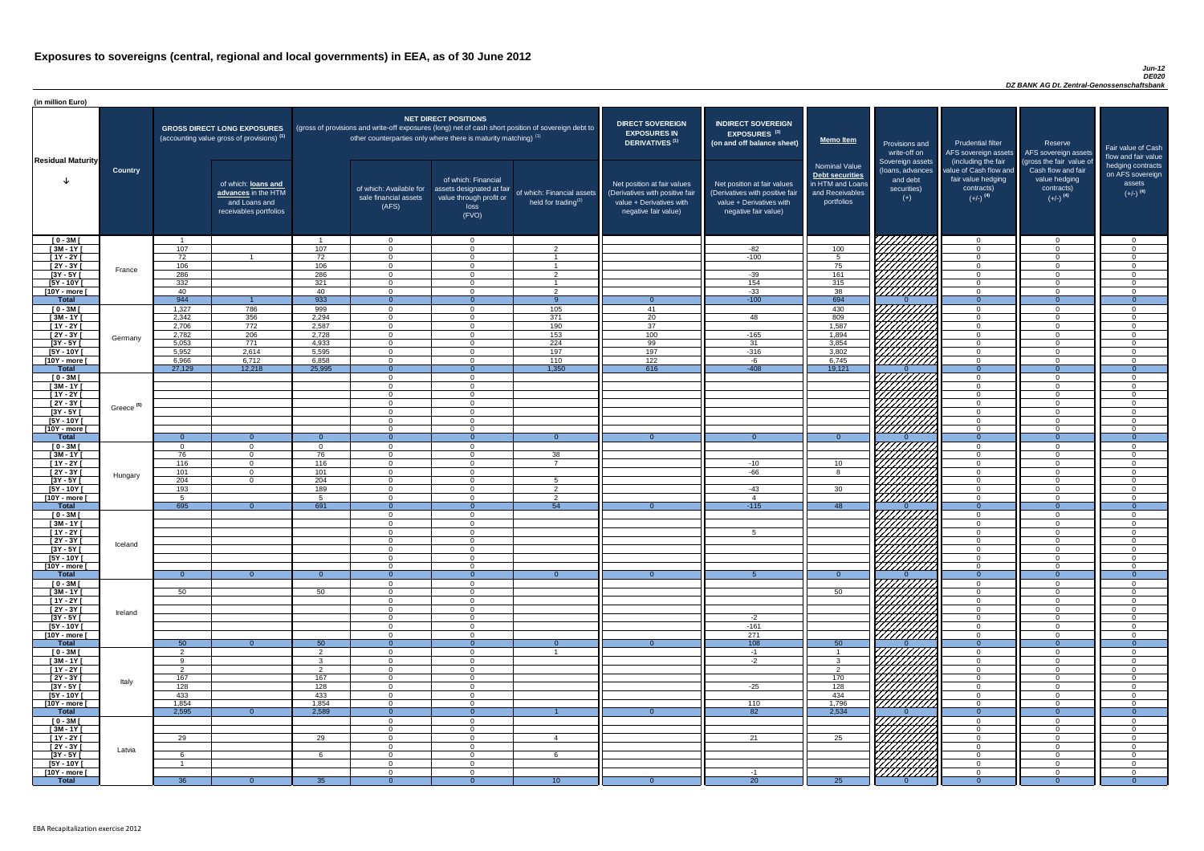# Exposures to sovereigns (central, regional and local governments) in EEA, as of 30 June 2012

*Jun-12*
*DE020*
*DZ BANK AG Dt. Zentral-Genossenschaftsbank*

(in million Euro)

| Residual Maturity | Country | GROSS DIRECT LONG EXPOSURES (accounting value gross of provisions) (1) | of which: loans and advances in the HTM and Loans and receivables portfolios | NET DIRECT POSITIONS (gross of provisions and write-off exposures (long) net of cash short position of sovereign debt to other counterparties only where there is maturity matching) (1) | of which: Available for sale financial assets (AFS) | of which: Financial assets designated at fair value through profit or loss (FVO) | of which: Financial assets held for trading (2) | DIRECT SOVEREIGN EXPOSURES IN DERIVATIVES (1) Net position at fair values (Derivatives with positive fair value + Derivatives with negative fair value) | INDIRECT SOVEREIGN EXPOSURES (3) (on and off balance sheet) Net position at fair values (Derivatives with positive fair value + Derivatives with negative fair value) | Memo Item: Nominal Value Debt securities in HTM and Loans and Receivables portfolios | Provisions and write-off on Sovereign assets (loans, advances and debt securities) (+) | Prudential filter AFS sovereign assets (including the fair value of Cash flow and fair value hedging contracts) (+/-) (4) | Reserve AFS sovereign assets (gross the fair value of Cash flow and fair value hedging contracts) (+/-) (4) | Fair value of Cash flow and fair value hedging contracts on AFS sovereign assets (+/-) (4) |
|---|---|---|---|---|---|---|---|---|---|---|---|---|---|---|
| [ 0 - 3M [ | France | 1 | | 1 | 0 | 0 | | | | | | 0 | 0 | 0 |
| [ 3M - 1Y [ | | 107 | | 107 | 0 | 0 | 2 | | -82 | 100 | | 0 | 0 | 0 |
| [ 1Y - 2Y [ | | 72 | 1 | 72 | 0 | 0 | 1 | | -100 | 5 | | 0 | 0 | 0 |
| [ 2Y - 3Y [ | | 106 | | 106 | 0 | 0 | 1 | | | 75 | | 0 | 0 | 0 |
| [3Y - 5Y [ | | 286 | | 286 | 0 | 0 | 2 | | -39 | 161 | | 0 | 0 | 0 |
| [5Y - 10Y [ | | 332 | | 321 | 0 | 0 | 1 | | 154 | 315 | | 0 | 0 | 0 |
| [10Y - more [ | | 40 | | 40 | 0 | 0 | 2 | | -33 | 38 | | 0 | 0 | 0 |
| **Total** | | 944 | 1 | 933 | 0 | 0 | 9 | 0 | -100 | 694 | 0 | 0 | 0 | 0 |
| [ 0 - 3M [ | Germany | 1,327 | 786 | 999 | 0 | 0 | 105 | 41 | | 430 | | 0 | 0 | 0 |
| [ 3M - 1Y [ | | 2,342 | 356 | 2,294 | 0 | 0 | 371 | 20 | 48 | 809 | | 0 | 0 | 0 |
| [ 1Y - 2Y [ | | 2,706 | 772 | 2,587 | 0 | 0 | 190 | 37 | | 1,587 | | 0 | 0 | 0 |
| [ 2Y - 3Y [ | | 2,782 | 206 | 2,728 | 0 | 0 | 153 | 100 | -165 | 1,894 | | 0 | 0 | 0 |
| [3Y - 5Y [ | | 5,053 | 771 | 4,933 | 0 | 0 | 224 | 99 | 31 | 3,854 | | 0 | 0 | 0 |
| [5Y - 10Y [ | | 5,952 | 2,614 | 5,595 | 0 | 0 | 197 | 197 | -316 | 3,802 | | 0 | 0 | 0 |
| [10Y - more [ | | 6,966 | 6,712 | 6,858 | 0 | 0 | 110 | 122 | -6 | 6,745 | | 0 | 0 | 0 |
| **Total** | | 27,129 | 12,218 | 25,995 | 0 | 0 | 1,350 | 616 | -408 | 19,121 | 0 | 0 | 0 | 0 |
| [ 0 - 3M [ | Greece (5) | | | | 0 | 0 | | | | | | 0 | 0 | 0 |
| [ 3M - 1Y [ | | | | | 0 | 0 | | | | | | 0 | 0 | 0 |
| [ 1Y - 2Y [ | | | | | 0 | 0 | | | | | | 0 | 0 | 0 |
| [ 2Y - 3Y [ | | | | | 0 | 0 | | | | | | 0 | 0 | 0 |
| [3Y - 5Y [ | | | | | 0 | 0 | | | | | | 0 | 0 | 0 |
| [5Y - 10Y [ | | | | | 0 | 0 | | | | | | 0 | 0 | 0 |
| [10Y - more [ | | | | | 0 | 0 | | | | | | 0 | 0 | 0 |
| **Total** | | 0 | 0 | 0 | 0 | 0 | 0 | 0 | 0 | 0 | 0 | 0 | 0 | 0 |
| [ 0 - 3M [ | Hungary | 0 | 0 | 0 | 0 | 0 | | | | | | 0 | 0 | 0 |
| [ 3M - 1Y [ | | 76 | 0 | 76 | 0 | 0 | 38 | | | | | 0 | 0 | 0 |
| [ 1Y - 2Y [ | | 116 | 0 | 116 | 0 | 0 | 7 | | -10 | 10 | | 0 | 0 | 0 |
| [ 2Y - 3Y [ | | 101 | 0 | 101 | 0 | 0 | | | -66 | 8 | | 0 | 0 | 0 |
| [3Y - 5Y [ | | 204 | 0 | 204 | 0 | 0 | 5 | | | | | 0 | 0 | 0 |
| [5Y - 10Y [ | | 193 | | 189 | 0 | 0 | 2 | | -43 | 30 | | 0 | 0 | 0 |
| [10Y - more [ | | 5 | | 5 | 0 | 0 | 2 | | 4 | | | 0 | 0 | 0 |
| **Total** | | 695 | 0 | 691 | 0 | 0 | 54 | 0 | -115 | 48 | 0 | 0 | 0 | 0 |
| [ 0 - 3M [ | Iceland | | | | 0 | 0 | | | | | | 0 | 0 | 0 |
| [ 3M - 1Y [ | | | | | 0 | 0 | | | | | | 0 | 0 | 0 |
| [ 1Y - 2Y [ | | | | | 0 | 0 | | | 5 | | | 0 | 0 | 0 |
| [ 2Y - 3Y [ | | | | | 0 | 0 | | | | | | 0 | 0 | 0 |
| [3Y - 5Y [ | | | | | 0 | 0 | | | | | | 0 | 0 | 0 |
| [5Y - 10Y [ | | | | | 0 | 0 | | | | | | 0 | 0 | 0 |
| [10Y - more [ | | | | | 0 | 0 | | | | | | 0 | 0 | 0 |
| **Total** | | 0 | 0 | 0 | 0 | 0 | 0 | 0 | 5 | 0 | 0 | 0 | 0 | 0 |
| [ 0 - 3M [ | Ireland | | | | 0 | 0 | | | | | | 0 | 0 | 0 |
| [ 3M - 1Y [ | | 50 | | 50 | 0 | 0 | | | | 50 | | 0 | 0 | 0 |
| [ 1Y - 2Y [ | | | | | 0 | 0 | | | | | | 0 | 0 | 0 |
| [ 2Y - 3Y [ | | | | | 0 | 0 | | | | | | 0 | 0 | 0 |
| [3Y - 5Y [ | | | | | 0 | 0 | | | -2 | | | 0 | 0 | 0 |
| [5Y - 10Y [ | | | | | 0 | 0 | | | -161 | | | 0 | 0 | 0 |
| [10Y - more [ | | | | | 0 | 0 | | | 271 | | | 0 | 0 | 0 |
| **Total** | | 50 | 0 | 50 | 0 | 0 | 0 | 0 | 108 | 50 | 0 | 0 | 0 | 0 |
| [ 0 - 3M [ | Italy | 2 | | 2 | 0 | 0 | 1 | | -1 | 1 | | 0 | 0 | 0 |
| [ 3M - 1Y [ | | 9 | | 3 | 0 | 0 | | | -2 | 3 | | 0 | 0 | 0 |
| [ 1Y - 2Y [ | | 2 | | 2 | 0 | 0 | | | | 2 | | 0 | 0 | 0 |
| [ 2Y - 3Y [ | | 167 | | 167 | 0 | 0 | | | | 170 | | 0 | 0 | 0 |
| [3Y - 5Y [ | | 128 | | 128 | 0 | 0 | | | -25 | 128 | | 0 | 0 | 0 |
| [5Y - 10Y [ | | 433 | | 433 | 0 | 0 | | | | 434 | | 0 | 0 | 0 |
| [10Y - more [ | | 1,854 | | 1,854 | 0 | 0 | | | 110 | 1,796 | | 0 | 0 | 0 |
| **Total** | | 2,595 | 0 | 2,589 | 0 | 0 | 1 | 0 | 82 | 2,534 | 0 | 0 | 0 | 0 |
| [ 0 - 3M [ | Latvia | | | | 0 | 0 | | | | | | 0 | 0 | 0 |
| [ 3M - 1Y [ | | | | | 0 | 0 | | | | | | 0 | 0 | 0 |
| [ 1Y - 2Y [ | | 29 | | 29 | 0 | 0 | 4 | | 21 | 25 | | 0 | 0 | 0 |
| [ 2Y - 3Y [ | | | | | 0 | 0 | | | | | | 0 | 0 | 0 |
| [3Y - 5Y [ | | 6 | | 6 | 0 | 0 | 6 | | | | | 0 | 0 | 0 |
| [5Y - 10Y [ | | 1 | | | 0 | 0 | | | | | | 0 | 0 | 0 |
| [10Y - more [ | | | | | 0 | 0 | | | -1 | | | 0 | 0 | 0 |
| **Total** | | 36 | 0 | 35 | 0 | 0 | 10 | 0 | 20 | 25 | 0 | 0 | 0 | 0 |

EBA Recapitalization exercise 2012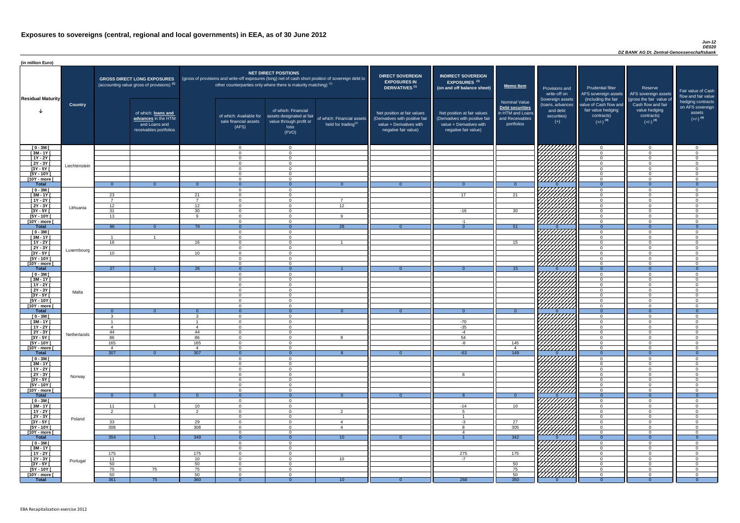# Exposures to sovereigns (central, regional and local governments) in EEA, as of 30 June 2012

*Jun-12*
*DE020*
*DZ BANK AG Dt. Zentral-Genossenschaftsbank*

(in million Euro)

| Residual Maturity | Country | GROSS DIRECT LONG EXPOSURES (accounting value gross of provisions) (1) | of which: loans and advances in the HTM and Loans and receivables portfolios | NET DIRECT POSITIONS (gross of provisions and write-off exposures (long) net of cash short position of sovereign debt to other counterparties only where there is maturity matching) (1) | of which: Available for sale financial assets (AFS) | of which: Financial assets designated at fair value through profit or loss (FVO) | of which: Financial assets held for trading (2) | DIRECT SOVEREIGN EXPOSURES IN DERIVATIVES (1) Net position at fair values (Derivatives with positive fair value + Derivatives with negative fair value) | INDIRECT SOVEREIGN EXPOSURES (3) (on and off balance sheet) Net position at fair values (Derivatives with positive fair value + Derivatives with negative fair value) | Memo Item: Nominal Value Debt securities in HTM and Loans and Receivables portfolios | Provisions and write-off on Sovereign assets (loans, advances and debt securities) (+) | Prudential filter AFS sovereign assets (including the fair value of Cash flow and fair value hedging contracts) (+/-) (4) | Reserve AFS sovereign assets (gross the fair value of Cash flow and fair value hedging contracts) (+/-) (4) | Fair value of Cash flow and fair value hedging contracts on AFS sovereign assets (+/-) (4) |
|---|---|---|---|---|---|---|---|---|---|---|---|---|---|---|
| [ 0 - 3M [ | Liechtenstein | | | | 0 | 0 | | | | | | 0 | 0 | 0 |
| [ 3M - 1Y [ | | | | | 0 | 0 | | | | | | 0 | 0 | 0 |
| [ 1Y - 2Y [ | | | | | 0 | 0 | | | | | | 0 | 0 | 0 |
| [ 2Y - 3Y [ | | | | | 0 | 0 | | | | | | 0 | 0 | 0 |
| [3Y - 5Y [ | | | | | 0 | 0 | | | | | | 0 | 0 | 0 |
| [5Y - 10Y [ | | | | | 0 | 0 | | | | | | 0 | 0 | 0 |
| [10Y - more [ | | | | | 0 | 0 | | | | | | 0 | 0 | 0 |
| **Total** | | 0 | 0 | 0 | 0 | 0 | 0 | 0 | 0 | 0 | 0 | 0 | 0 | 0 |
| [ 0 - 3M [ | Lithuania | | | | 0 | 0 | | | | | | 0 | 0 | 0 |
| [ 3M - 1Y [ | | 23 | | 21 | 0 | 0 | | | 17 | 21 | | 0 | 0 | 0 |
| [ 1Y - 2Y [ | | 7 | | 7 | 0 | 0 | 7 | | | | | 0 | 0 | 0 |
| [ 2Y - 3Y [ | | 12 | | 12 | 0 | 0 | 12 | | | | | 0 | 0 | 0 |
| [3Y - 5Y [ | | 31 | | 30 | 0 | 0 | | | -16 | 30 | | 0 | 0 | 0 |
| [5Y - 10Y [ | | 13 | | 9 | 0 | 0 | 9 | | | | | 0 | 0 | 0 |
| [10Y - more [ | | | | | 0 | 0 | | | -1 | | | 0 | 0 | 0 |
| **Total** | | 86 | 0 | 79 | 0 | 0 | 28 | 0 | 0 | 51 | 0 | 0 | 0 | 0 |
| [ 0 - 3M [ | Luxembourg | | | | 0 | 0 | | | | | | 0 | 0 | 0 |
| [ 3M - 1Y [ | | 1 | 1 | | 0 | 0 | | | | | | 0 | 0 | 0 |
| [ 1Y - 2Y [ | | 16 | | 16 | 0 | 0 | 1 | | | 15 | | 0 | 0 | 0 |
| [ 2Y - 3Y [ | | | | | 0 | 0 | | | | | | 0 | 0 | 0 |
| [3Y - 5Y [ | | 10 | | 10 | 0 | 0 | | | | | | 0 | 0 | 0 |
| [5Y - 10Y [ | | | | | 0 | 0 | | | | | | 0 | 0 | 0 |
| [10Y - more [ | | | | | 0 | 0 | | | | | | 0 | 0 | 0 |
| **Total** | | 27 | 1 | 26 | 0 | 0 | 1 | 0 | 0 | 15 | 0 | 0 | 0 | 0 |
| [ 0 - 3M [ | Malta | | | | 0 | 0 | | | | | | 0 | 0 | 0 |
| [ 3M - 1Y [ | | | | | 0 | 0 | | | | | | 0 | 0 | 0 |
| [ 1Y - 2Y [ | | | | | 0 | 0 | | | | | | 0 | 0 | 0 |
| [ 2Y - 3Y [ | | | | | 0 | 0 | | | | | | 0 | 0 | 0 |
| [3Y - 5Y [ | | | | | 0 | 0 | | | | | | 0 | 0 | 0 |
| [5Y - 10Y [ | | | | | 0 | 0 | | | | | | 0 | 0 | 0 |
| [10Y - more [ | | | | | 0 | 0 | | | | | | 0 | 0 | 0 |
| **Total** | | 0 | 0 | 0 | 0 | 0 | 0 | 0 | 0 | 0 | 0 | 0 | 0 | 0 |
| [ 0 - 3M [ | Netherlands | 3 | | 3 | 0 | 0 | | | | | | 0 | 0 | 0 |
| [ 3M - 1Y [ | | 1 | | 1 | 0 | 0 | | | -70 | | | 0 | 0 | 0 |
| [ 1Y - 2Y [ | | 4 | | 4 | 0 | 0 | | | -35 | | | 0 | 0 | 0 |
| [ 2Y - 3Y [ | | 44 | | 44 | 0 | 0 | | | -4 | | | 0 | 0 | 0 |
| [3Y - 5Y [ | | 86 | | 86 | 0 | 0 | 8 | | 54 | | | 0 | 0 | 0 |
| [5Y - 10Y [ | | 165 | | 165 | 0 | 0 | | | -8 | 145 | | 0 | 0 | 0 |
| [10Y - more [ | | 4 | | 4 | 0 | 0 | | | | 4 | | 0 | 0 | 0 |
| **Total** | | 307 | 0 | 307 | 0 | 0 | 8 | 0 | -63 | 149 | 0 | 0 | 0 | 0 |
| [ 0 - 3M [ | Norway | | | | 0 | 0 | | | | | | 0 | 0 | 0 |
| [ 3M - 1Y [ | | | | | 0 | 0 | | | | | | 0 | 0 | 0 |
| [ 1Y - 2Y [ | | | | | 0 | 0 | | | | | | 0 | 0 | 0 |
| [ 2Y - 3Y [ | | | | | 0 | 0 | | | 8 | | | 0 | 0 | 0 |
| [3Y - 5Y [ | | | | | 0 | 0 | | | | | | 0 | 0 | 0 |
| [5Y - 10Y [ | | | | | 0 | 0 | | | | | | 0 | 0 | 0 |
| [10Y - more [ | | | | | 0 | 0 | | | | | | 0 | 0 | 0 |
| **Total** | | 0 | 0 | 0 | 0 | 0 | 0 | 0 | 8 | 0 | 0 | 0 | 0 | 0 |
| [ 0 - 3M [ | Poland | | | | 0 | 0 | | | | | | 0 | 0 | 0 |
| [ 3M - 1Y [ | | 11 | 1 | 10 | 0 | 0 | | | -14 | 10 | | 0 | 0 | 0 |
| [ 1Y - 2Y [ | | 2 | | 2 | 0 | 0 | 2 | | 5 | | | 0 | 0 | 0 |
| [ 2Y - 3Y [ | | | | | 0 | 0 | | | 1 | | | 0 | 0 | 0 |
| [3Y - 5Y [ | | 33 | | 29 | 0 | 0 | 4 | | -3 | 27 | | 0 | 0 | 0 |
| [5Y - 10Y [ | | 308 | | 308 | 0 | 0 | 4 | | 8 | 305 | | 0 | 0 | 0 |
| [10Y - more [ | | | | | 0 | 0 | | | 4 | | | 0 | 0 | 0 |
| **Total** | | 354 | 1 | 349 | 0 | 0 | 10 | 0 | 1 | 342 | 0 | 0 | 0 | 0 |
| [ 0 - 3M [ | Portugal | | | | 0 | 0 | | | | | | 0 | 0 | 0 |
| [ 3M - 1Y [ | | | | | 0 | 0 | | | | | | 0 | 0 | 0 |
| [ 1Y - 2Y [ | | 175 | | 175 | 0 | 0 | | | 275 | 175 | | 0 | 0 | 0 |
| [ 2Y - 3Y [ | | 11 | | 10 | 0 | 0 | 10 | | -7 | | | 0 | 0 | 0 |
| [3Y - 5Y [ | | 50 | | 50 | 0 | 0 | | | | 50 | | 0 | 0 | 0 |
| [5Y - 10Y [ | | 75 | 75 | 75 | 0 | 0 | | | | 75 | | 0 | 0 | 0 |
| [10Y - more [ | | 50 | | 50 | 0 | 0 | | | | 50 | | 0 | 0 | 0 |
| **Total** | | 361 | 75 | 360 | 0 | 0 | 10 | 0 | 268 | 350 | 0 | 0 | 0 | 0 |

EBA Recapitalization exercise 2012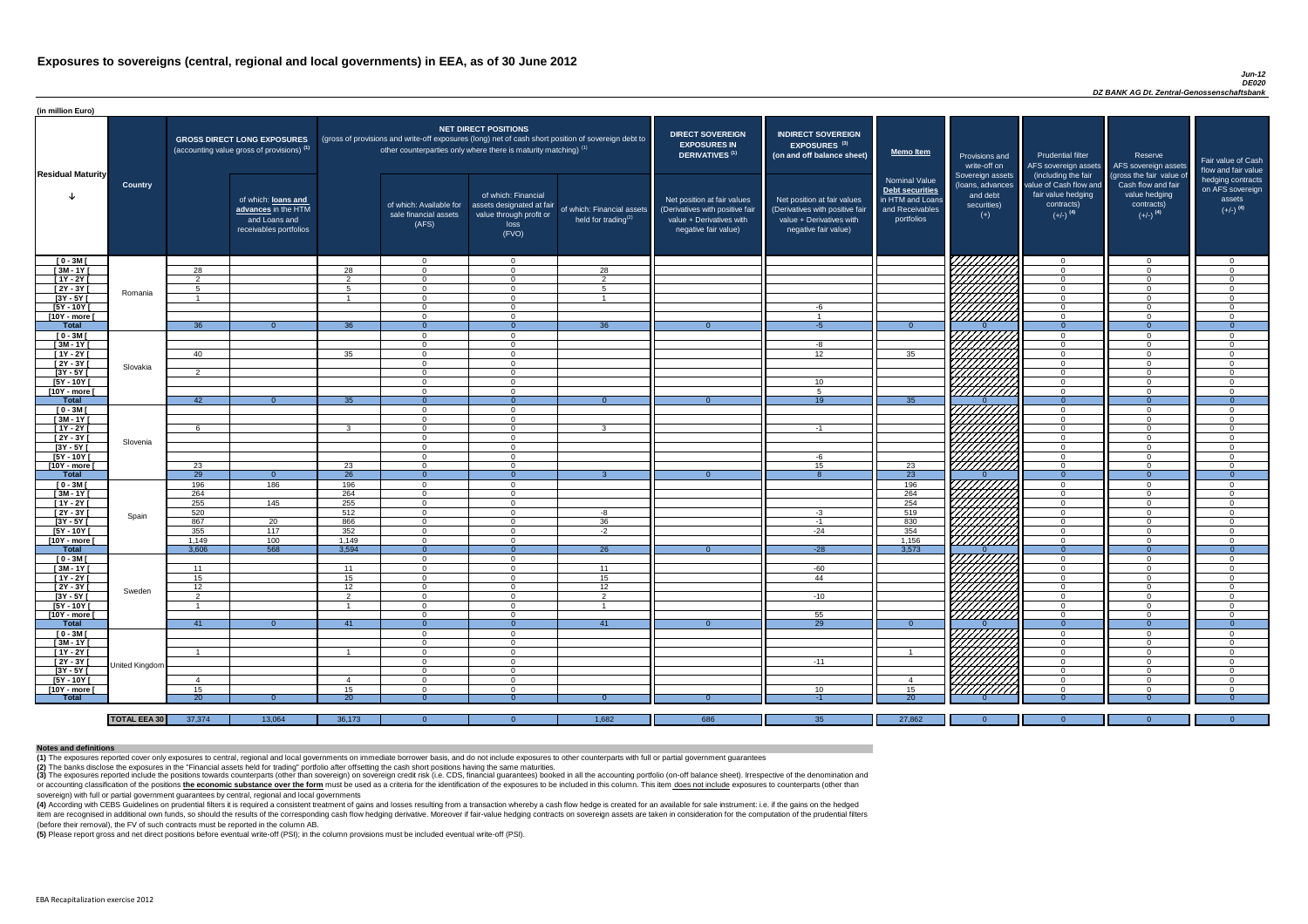# Exposures to sovereigns (central, regional and local governments) in EEA, as of 30 June 2012

*Jun-12*
*DE020*
*DZ BANK AG Dt. Zentral-Genossenschaftsbank*

(in million Euro)

| Residual Maturity | Country | GROSS DIRECT LONG EXPOSURES (accounting value gross of provisions) (1) | | NET DIRECT POSITIONS (gross of provisions and write-off exposures (long) net of cash short position of sovereign debt to other counterparties only where there is maturity matching) (1) | | | | DIRECT SOVEREIGN EXPOSURES IN DERIVATIVES (1) | INDIRECT SOVEREIGN EXPOSURES (3) (on and off balance sheet) | Memo Item | Provisions and write-off on Sovereign assets (loans, advances and debt securities) (+) | Prudential filter AFS sovereign assets (including the fair value of Cash flow and fair value hedging contracts) (+/-) (4) | Reserve AFS sovereign assets (gross the fair value of Cash flow and fair value hedging contracts) (+/-) (4) | Fair value of Cash flow and fair value hedging contracts on AFS sovereign assets (+/-) (4) |
|---|---|---|---|---|---|---|---|---|---|---|---|---|---|---|
| | | | of which: loans and advances in the HTM and Loans and receivables portfolios | | of which: Available for sale financial assets (AFS) | of which: Financial assets designated at fair value through profit or loss (FVO) | of which: Financial assets held for trading(2) | Net position at fair values (Derivatives with positive fair value + Derivatives with negative fair value) | Net position at fair values (Derivatives with positive fair value + Derivatives with negative fair value) | Nominal Value Debt securities in HTM and Loans and Receivables portfolios | | | | |
| [ 0 - 3M [ | Romania | | | | 0 | 0 | | | | | | 0 | 0 | 0 |
| [ 3M - 1Y [ | | 28 | | 28 | 0 | 0 | 28 | | | | | 0 | 0 | 0 |
| [ 1Y - 2Y [ | | 2 | | 2 | 0 | 0 | 2 | | | | | 0 | 0 | 0 |
| [ 2Y - 3Y [ | | 5 | | 5 | 0 | 0 | 5 | | | | | 0 | 0 | 0 |
| [3Y - 5Y [ | | 1 | | 1 | 0 | 0 | 1 | | | | | 0 | 0 | 0 |
| [5Y - 10Y [ | | | | | 0 | 0 | | | -6 | | | 0 | 0 | 0 |
| [10Y - more [ | | | | | 0 | 0 | | | 1 | | | 0 | 0 | 0 |
| Total | | 36 | 0 | 36 | 0 | 0 | 36 | 0 | -5 | 0 | 0 | 0 | 0 | 0 |
| [ 0 - 3M [ | Slovakia | | | | 0 | 0 | | | | | | 0 | 0 | 0 |
| [ 3M - 1Y [ | | | | | 0 | 0 | | | -8 | | | 0 | 0 | 0 |
| [ 1Y - 2Y [ | | 40 | | 35 | 0 | 0 | | | 12 | 35 | | 0 | 0 | 0 |
| [ 2Y - 3Y [ | | | | | 0 | 0 | | | | | | 0 | 0 | 0 |
| [3Y - 5Y [ | | 2 | | | 0 | 0 | | | | | | 0 | 0 | 0 |
| [5Y - 10Y [ | | | | | 0 | 0 | | | 10 | | | 0 | 0 | 0 |
| [10Y - more [ | | | | | 0 | 0 | | | 5 | | | 0 | 0 | 0 |
| Total | | 42 | 0 | 35 | 0 | 0 | 0 | 0 | 19 | 35 | 0 | 0 | 0 | 0 |
| [ 0 - 3M [ | Slovenia | | | | 0 | 0 | | | | | | 0 | 0 | 0 |
| [ 3M - 1Y [ | | | | | 0 | 0 | | | | | | 0 | 0 | 0 |
| [ 1Y - 2Y [ | | 6 | | 3 | 0 | 0 | 3 | | -1 | | | 0 | 0 | 0 |
| [ 2Y - 3Y [ | | | | | 0 | 0 | | | | | | 0 | 0 | 0 |
| [3Y - 5Y [ | | | | | 0 | 0 | | | | | | 0 | 0 | 0 |
| [5Y - 10Y [ | | | | | 0 | 0 | | | -6 | | | 0 | 0 | 0 |
| [10Y - more [ | | 23 | | 23 | 0 | 0 | | | 15 | 23 | | 0 | 0 | 0 |
| Total | | 29 | 0 | 26 | 0 | 0 | 3 | 0 | 8 | 23 | 0 | 0 | 0 | 0 |
| [ 0 - 3M [ | Spain | 196 | 186 | 196 | 0 | 0 | | | | 196 | | 0 | 0 | 0 |
| [ 3M - 1Y [ | | 264 | | 264 | 0 | 0 | | | | 264 | | 0 | 0 | 0 |
| [ 1Y - 2Y [ | | 255 | 145 | 255 | 0 | 0 | | | | 254 | | 0 | 0 | 0 |
| [ 2Y - 3Y [ | | 520 | | 512 | 0 | 0 | -8 | | -3 | 519 | | 0 | 0 | 0 |
| [3Y - 5Y [ | | 867 | 20 | 866 | 0 | 0 | 36 | | -1 | 830 | | 0 | 0 | 0 |
| [5Y - 10Y [ | | 355 | 117 | 352 | 0 | 0 | -2 | | -24 | 354 | | 0 | 0 | 0 |
| [10Y - more [ | | 1,149 | 100 | 1,149 | 0 | 0 | | | | 1,156 | | 0 | 0 | 0 |
| Total | | 3,606 | 568 | 3,594 | 0 | 0 | 26 | 0 | -28 | 3,573 | 0 | 0 | 0 | 0 |
| [ 0 - 3M [ | Sweden | | | | 0 | 0 | | | | | | 0 | 0 | 0 |
| [ 3M - 1Y [ | | 11 | | 11 | 0 | 0 | 11 | | -60 | | | 0 | 0 | 0 |
| [ 1Y - 2Y [ | | 15 | | 15 | 0 | 0 | 15 | | 44 | | | 0 | 0 | 0 |
| [ 2Y - 3Y [ | | 12 | | 12 | 0 | 0 | 12 | | | | | 0 | 0 | 0 |
| [3Y - 5Y [ | | 2 | | 2 | 0 | 0 | 2 | | -10 | | | 0 | 0 | 0 |
| [5Y - 10Y [ | | 1 | | 1 | 0 | 0 | 1 | | | | | 0 | 0 | 0 |
| [10Y - more [ | | | | | 0 | 0 | | | 55 | | | 0 | 0 | 0 |
| Total | | 41 | 0 | 41 | 0 | 0 | 41 | 0 | 29 | 0 | 0 | 0 | 0 | 0 |
| [ 0 - 3M [ | United Kingdom | | | | 0 | 0 | | | | | | 0 | 0 | 0 |
| [ 3M - 1Y [ | | | | | 0 | 0 | | | | | | 0 | 0 | 0 |
| [ 1Y - 2Y [ | | 1 | | 1 | 0 | 0 | | | | 1 | | 0 | 0 | 0 |
| [ 2Y - 3Y [ | | | | | 0 | 0 | | | -11 | | | 0 | 0 | 0 |
| [3Y - 5Y [ | | | | | 0 | 0 | | | | | | 0 | 0 | 0 |
| [5Y - 10Y [ | | 4 | | 4 | 0 | 0 | | | | 4 | | 0 | 0 | 0 |
| [10Y - more [ | | 15 | | 15 | 0 | 0 | | | 10 | 15 | | 0 | 0 | 0 |
| Total | | 20 | 0 | 20 | 0 | 0 | 0 | 0 | -1 | 20 | 0 | 0 | 0 | 0 |
| | TOTAL EEA 30 | 37,374 | 13,064 | 36,173 | 0 | 0 | 1,682 | 686 | 35 | 27,862 | 0 | 0 | 0 | 0 |

**Notes and definitions**

**(1)** The exposures reported cover only exposures to central, regional and local governments on immediate borrower basis, and do not include exposures to other counterparts with full or partial government guarantees

**(2)** The banks disclose the exposures in the "Financial assets held for trading" portfolio after offsetting the cash short positions having the same maturities.

**(3)** The exposures reported include the positions towards counterparts (other than sovereign) on sovereign credit risk (i.e. CDS, financial guarantees) booked in all the accounting portfolio (on-off balance sheet). Irrespective of the denomination and or accounting classification of the positions **the economic substance over the form** must be used as a criteria for the identification of the exposures to be included in this column. This item does not include exposures to counterparts (other than sovereign) with full or partial government guarantees by central, regional and local governments

**(4)** According with CEBS Guidelines on prudential filters it is required a consistent treatment of gains and losses resulting from a transaction whereby a cash flow hedge is created for an available for sale instrument: i.e. if the gains on the hedged item are recognised in additional own funds, so should the results of the corresponding cash flow hedging derivative. Moreover if fair-value hedging contracts on sovereign assets are taken in consideration for the computation of the prudential filters (before their removal), the FV of such contracts must be reported in the column AB.

**(5)** Please report gross and net direct positions before eventual write-off (PSI); in the column provisions must be included eventual write-off (PSI).